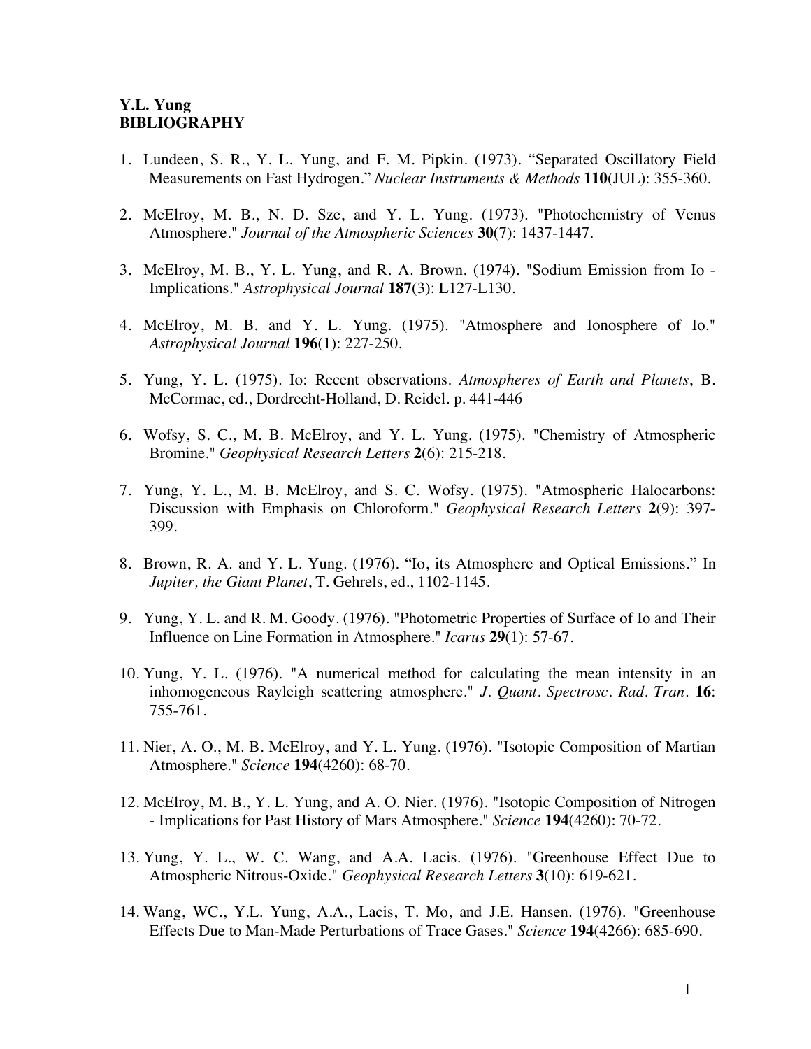**Y.L. Yung**
**BIBLIOGRAPHY**

1. Lundeen, S. R., Y. L. Yung, and F. M. Pipkin. (1973). "Separated Oscillatory Field Measurements on Fast Hydrogen." *Nuclear Instruments & Methods* **110**(JUL): 355-360.

2. McElroy, M. B., N. D. Sze, and Y. L. Yung. (1973). "Photochemistry of Venus Atmosphere." *Journal of the Atmospheric Sciences* **30**(7): 1437-1447.

3. McElroy, M. B., Y. L. Yung, and R. A. Brown. (1974). "Sodium Emission from Io - Implications." *Astrophysical Journal* **187**(3): L127-L130.

4. McElroy, M. B. and Y. L. Yung. (1975). "Atmosphere and Ionosphere of Io." *Astrophysical Journal* **196**(1): 227-250.

5. Yung, Y. L. (1975). Io: Recent observations. *Atmospheres of Earth and Planets*, B. McCormac, ed., Dordrecht-Holland, D. Reidel. p. 441-446

6. Wofsy, S. C., M. B. McElroy, and Y. L. Yung. (1975). "Chemistry of Atmospheric Bromine." *Geophysical Research Letters* **2**(6): 215-218.

7. Yung, Y. L., M. B. McElroy, and S. C. Wofsy. (1975). "Atmospheric Halocarbons: Discussion with Emphasis on Chloroform." *Geophysical Research Letters* **2**(9): 397-399.

8. Brown, R. A. and Y. L. Yung. (1976). "Io, its Atmosphere and Optical Emissions." In *Jupiter, the Giant Planet*, T. Gehrels, ed., 1102-1145.

9. Yung, Y. L. and R. M. Goody. (1976). "Photometric Properties of Surface of Io and Their Influence on Line Formation in Atmosphere." *Icarus* **29**(1): 57-67.

10. Yung, Y. L. (1976). "A numerical method for calculating the mean intensity in an inhomogeneous Rayleigh scattering atmosphere." *J. Quant. Spectrosc. Rad. Tran.* **16**: 755-761.

11. Nier, A. O., M. B. McElroy, and Y. L. Yung. (1976). "Isotopic Composition of Martian Atmosphere." *Science* **194**(4260): 68-70.

12. McElroy, M. B., Y. L. Yung, and A. O. Nier. (1976). "Isotopic Composition of Nitrogen - Implications for Past History of Mars Atmosphere." *Science* **194**(4260): 70-72.

13. Yung, Y. L., W. C. Wang, and A.A. Lacis. (1976). "Greenhouse Effect Due to Atmospheric Nitrous-Oxide." *Geophysical Research Letters* **3**(10): 619-621.

14. Wang, WC., Y.L. Yung, A.A., Lacis, T. Mo, and J.E. Hansen. (1976). "Greenhouse Effects Due to Man-Made Perturbations of Trace Gases." *Science* **194**(4266): 685-690.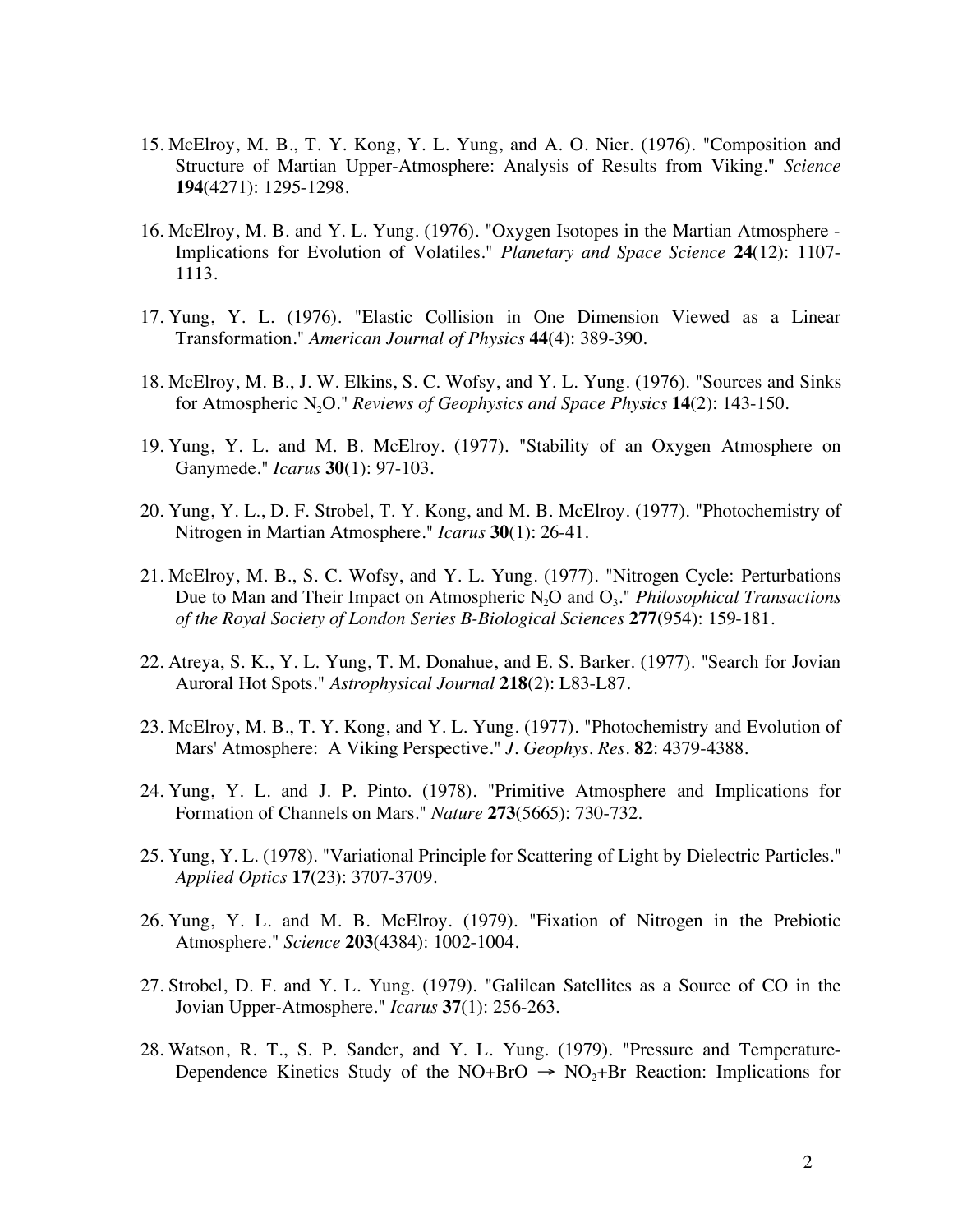15. McElroy, M. B., T. Y. Kong, Y. L. Yung, and A. O. Nier. (1976). "Composition and Structure of Martian Upper-Atmosphere: Analysis of Results from Viking." *Science* **194**(4271): 1295-1298.

16. McElroy, M. B. and Y. L. Yung. (1976). "Oxygen Isotopes in the Martian Atmosphere - Implications for Evolution of Volatiles." *Planetary and Space Science* **24**(12): 1107-1113.

17. Yung, Y. L. (1976). "Elastic Collision in One Dimension Viewed as a Linear Transformation." *American Journal of Physics* **44**(4): 389-390.

18. McElroy, M. B., J. W. Elkins, S. C. Wofsy, and Y. L. Yung. (1976). "Sources and Sinks for Atmospheric $N_2O$." *Reviews of Geophysics and Space Physics* **14**(2): 143-150.

19. Yung, Y. L. and M. B. McElroy. (1977). "Stability of an Oxygen Atmosphere on Ganymede." *Icarus* **30**(1): 97-103.

20. Yung, Y. L., D. F. Strobel, T. Y. Kong, and M. B. McElroy. (1977). "Photochemistry of Nitrogen in Martian Atmosphere." *Icarus* **30**(1): 26-41.

21. McElroy, M. B., S. C. Wofsy, and Y. L. Yung. (1977). "Nitrogen Cycle: Perturbations Due to Man and Their Impact on Atmospheric $N_2O$ and $O_3$." *Philosophical Transactions of the Royal Society of London Series B-Biological Sciences* **277**(954): 159-181.

22. Atreya, S. K., Y. L. Yung, T. M. Donahue, and E. S. Barker. (1977). "Search for Jovian Auroral Hot Spots." *Astrophysical Journal* **218**(2): L83-L87.

23. McElroy, M. B., T. Y. Kong, and Y. L. Yung. (1977). "Photochemistry and Evolution of Mars' Atmosphere: A Viking Perspective." *J. Geophys. Res.* **82**: 4379-4388.

24. Yung, Y. L. and J. P. Pinto. (1978). "Primitive Atmosphere and Implications for Formation of Channels on Mars." *Nature* **273**(5665): 730-732.

25. Yung, Y. L. (1978). "Variational Principle for Scattering of Light by Dielectric Particles." *Applied Optics* **17**(23): 3707-3709.

26. Yung, Y. L. and M. B. McElroy. (1979). "Fixation of Nitrogen in the Prebiotic Atmosphere." *Science* **203**(4384): 1002-1004.

27. Strobel, D. F. and Y. L. Yung. (1979). "Galilean Satellites as a Source of CO in the Jovian Upper-Atmosphere." *Icarus* **37**(1): 256-263.

28. Watson, R. T., S. P. Sander, and Y. L. Yung. (1979). "Pressure and Temperature-Dependence Kinetics Study of the $NO+BrO \rightarrow NO_2+Br$ Reaction: Implications for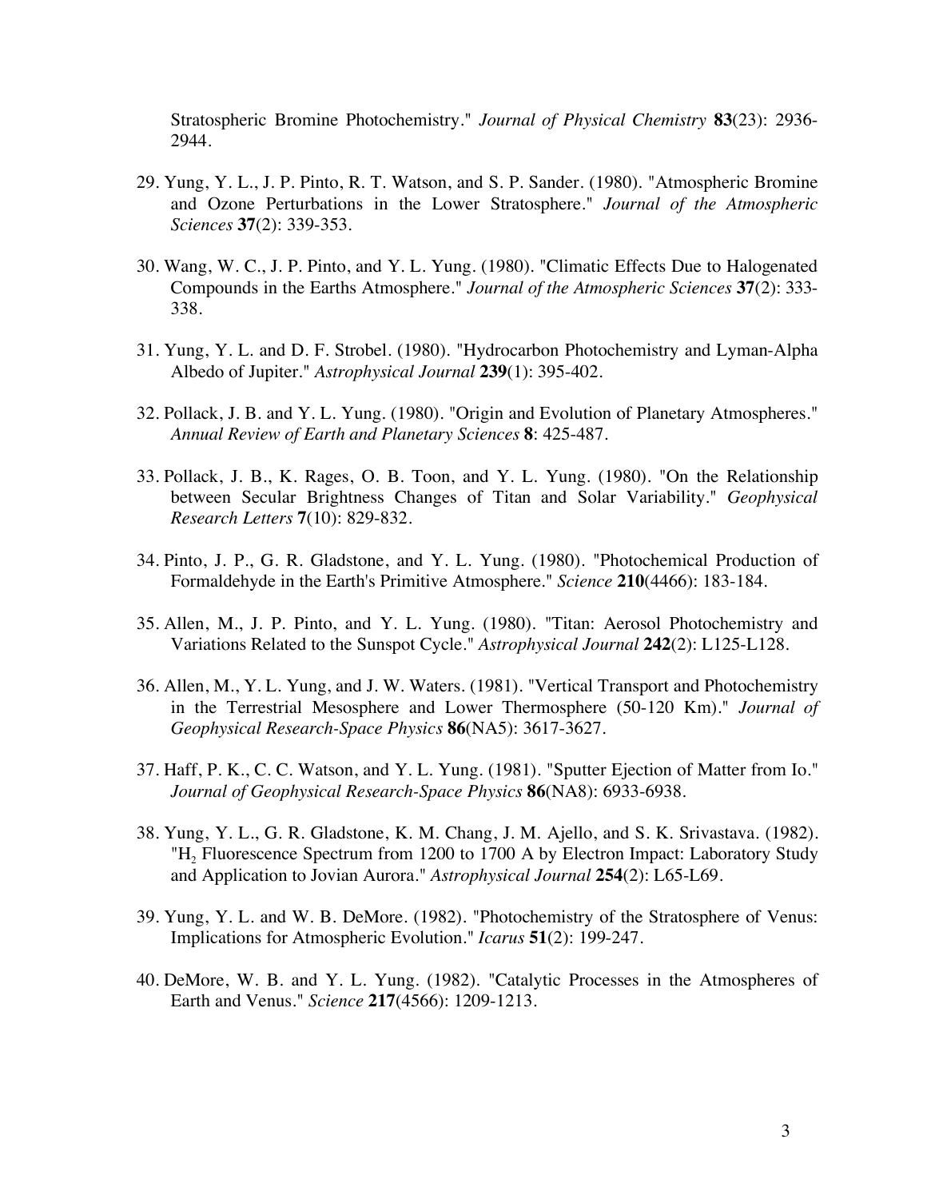Stratospheric Bromine Photochemistry." *Journal of Physical Chemistry* **83**(23): 2936-2944.

29. Yung, Y. L., J. P. Pinto, R. T. Watson, and S. P. Sander. (1980). "Atmospheric Bromine and Ozone Perturbations in the Lower Stratosphere." *Journal of the Atmospheric Sciences* **37**(2): 339-353.

30. Wang, W. C., J. P. Pinto, and Y. L. Yung. (1980). "Climatic Effects Due to Halogenated Compounds in the Earths Atmosphere." *Journal of the Atmospheric Sciences* **37**(2): 333-338.

31. Yung, Y. L. and D. F. Strobel. (1980). "Hydrocarbon Photochemistry and Lyman-Alpha Albedo of Jupiter." *Astrophysical Journal* **239**(1): 395-402.

32. Pollack, J. B. and Y. L. Yung. (1980). "Origin and Evolution of Planetary Atmospheres." *Annual Review of Earth and Planetary Sciences* **8**: 425-487.

33. Pollack, J. B., K. Rages, O. B. Toon, and Y. L. Yung. (1980). "On the Relationship between Secular Brightness Changes of Titan and Solar Variability." *Geophysical Research Letters* **7**(10): 829-832.

34. Pinto, J. P., G. R. Gladstone, and Y. L. Yung. (1980). "Photochemical Production of Formaldehyde in the Earth's Primitive Atmosphere." *Science* **210**(4466): 183-184.

35. Allen, M., J. P. Pinto, and Y. L. Yung. (1980). "Titan: Aerosol Photochemistry and Variations Related to the Sunspot Cycle." *Astrophysical Journal* **242**(2): L125-L128.

36. Allen, M., Y. L. Yung, and J. W. Waters. (1981). "Vertical Transport and Photochemistry in the Terrestrial Mesosphere and Lower Thermosphere (50-120 Km)." *Journal of Geophysical Research-Space Physics* **86**(NA5): 3617-3627.

37. Haff, P. K., C. C. Watson, and Y. L. Yung. (1981). "Sputter Ejection of Matter from Io." *Journal of Geophysical Research-Space Physics* **86**(NA8): 6933-6938.

38. Yung, Y. L., G. R. Gladstone, K. M. Chang, J. M. Ajello, and S. K. Srivastava. (1982). "$H_2$ Fluorescence Spectrum from 1200 to 1700 A by Electron Impact: Laboratory Study and Application to Jovian Aurora." *Astrophysical Journal* **254**(2): L65-L69.

39. Yung, Y. L. and W. B. DeMore. (1982). "Photochemistry of the Stratosphere of Venus: Implications for Atmospheric Evolution." *Icarus* **51**(2): 199-247.

40. DeMore, W. B. and Y. L. Yung. (1982). "Catalytic Processes in the Atmospheres of Earth and Venus." *Science* **217**(4566): 1209-1213.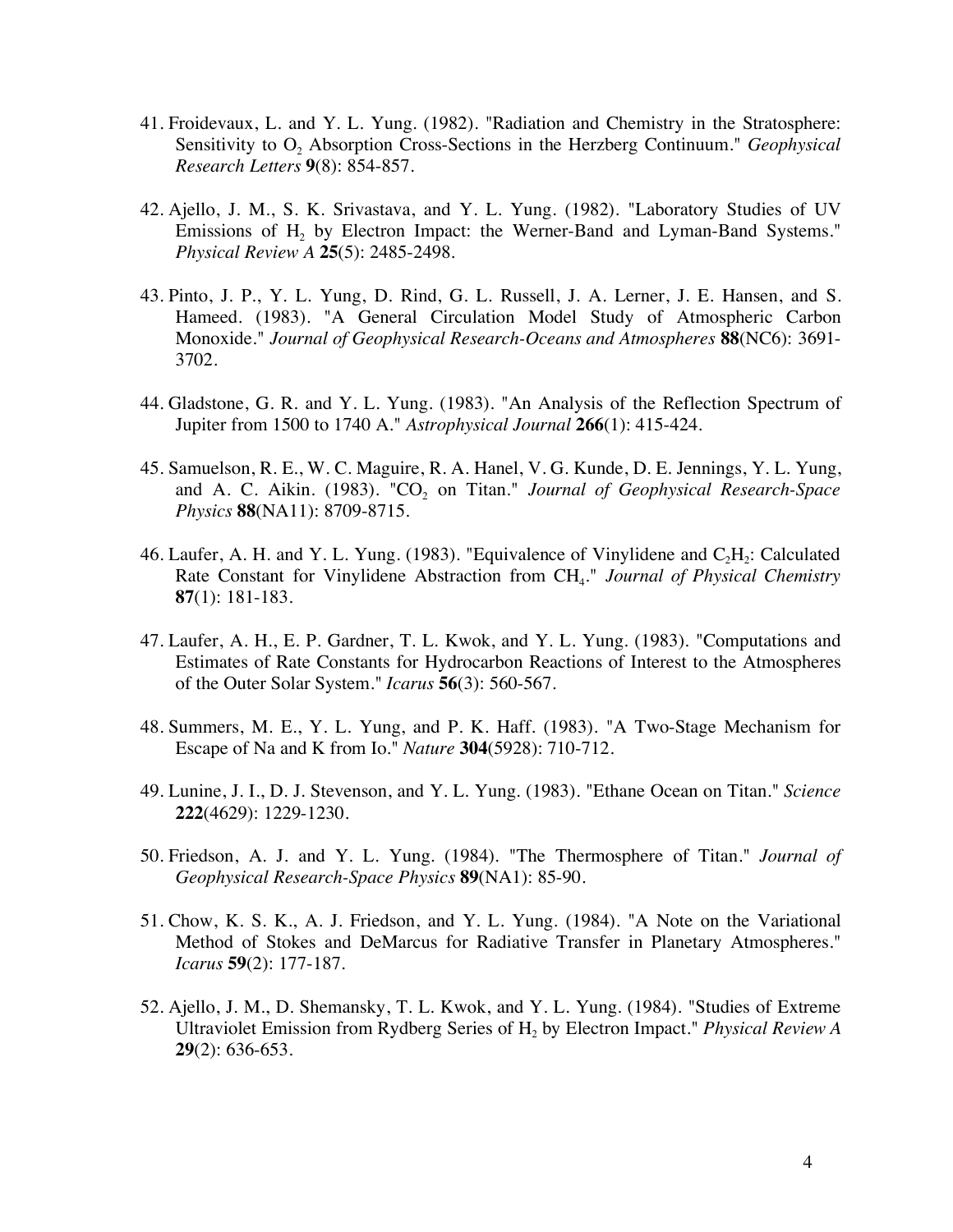41. Froidevaux, L. and Y. L. Yung. (1982). "Radiation and Chemistry in the Stratosphere: Sensitivity to $O_2$ Absorption Cross-Sections in the Herzberg Continuum." *Geophysical Research Letters* **9**(8): 854-857.

42. Ajello, J. M., S. K. Srivastava, and Y. L. Yung. (1982). "Laboratory Studies of UV Emissions of $H_2$ by Electron Impact: the Werner-Band and Lyman-Band Systems." *Physical Review A* **25**(5): 2485-2498.

43. Pinto, J. P., Y. L. Yung, D. Rind, G. L. Russell, J. A. Lerner, J. E. Hansen, and S. Hameed. (1983). "A General Circulation Model Study of Atmospheric Carbon Monoxide." *Journal of Geophysical Research-Oceans and Atmospheres* **88**(NC6): 3691-3702.

44. Gladstone, G. R. and Y. L. Yung. (1983). "An Analysis of the Reflection Spectrum of Jupiter from 1500 to 1740 A." *Astrophysical Journal* **266**(1): 415-424.

45. Samuelson, R. E., W. C. Maguire, R. A. Hanel, V. G. Kunde, D. E. Jennings, Y. L. Yung, and A. C. Aikin. (1983). "$CO_2$ on Titan." *Journal of Geophysical Research-Space Physics* **88**(NA11): 8709-8715.

46. Laufer, A. H. and Y. L. Yung. (1983). "Equivalence of Vinylidene and $C_2H_2$: Calculated Rate Constant for Vinylidene Abstraction from $CH_4$." *Journal of Physical Chemistry* **87**(1): 181-183.

47. Laufer, A. H., E. P. Gardner, T. L. Kwok, and Y. L. Yung. (1983). "Computations and Estimates of Rate Constants for Hydrocarbon Reactions of Interest to the Atmospheres of the Outer Solar System." *Icarus* **56**(3): 560-567.

48. Summers, M. E., Y. L. Yung, and P. K. Haff. (1983). "A Two-Stage Mechanism for Escape of Na and K from Io." *Nature* **304**(5928): 710-712.

49. Lunine, J. I., D. J. Stevenson, and Y. L. Yung. (1983). "Ethane Ocean on Titan." *Science* **222**(4629): 1229-1230.

50. Friedson, A. J. and Y. L. Yung. (1984). "The Thermosphere of Titan." *Journal of Geophysical Research-Space Physics* **89**(NA1): 85-90.

51. Chow, K. S. K., A. J. Friedson, and Y. L. Yung. (1984). "A Note on the Variational Method of Stokes and DeMarcus for Radiative Transfer in Planetary Atmospheres." *Icarus* **59**(2): 177-187.

52. Ajello, J. M., D. Shemansky, T. L. Kwok, and Y. L. Yung. (1984). "Studies of Extreme Ultraviolet Emission from Rydberg Series of $H_2$ by Electron Impact." *Physical Review A* **29**(2): 636-653.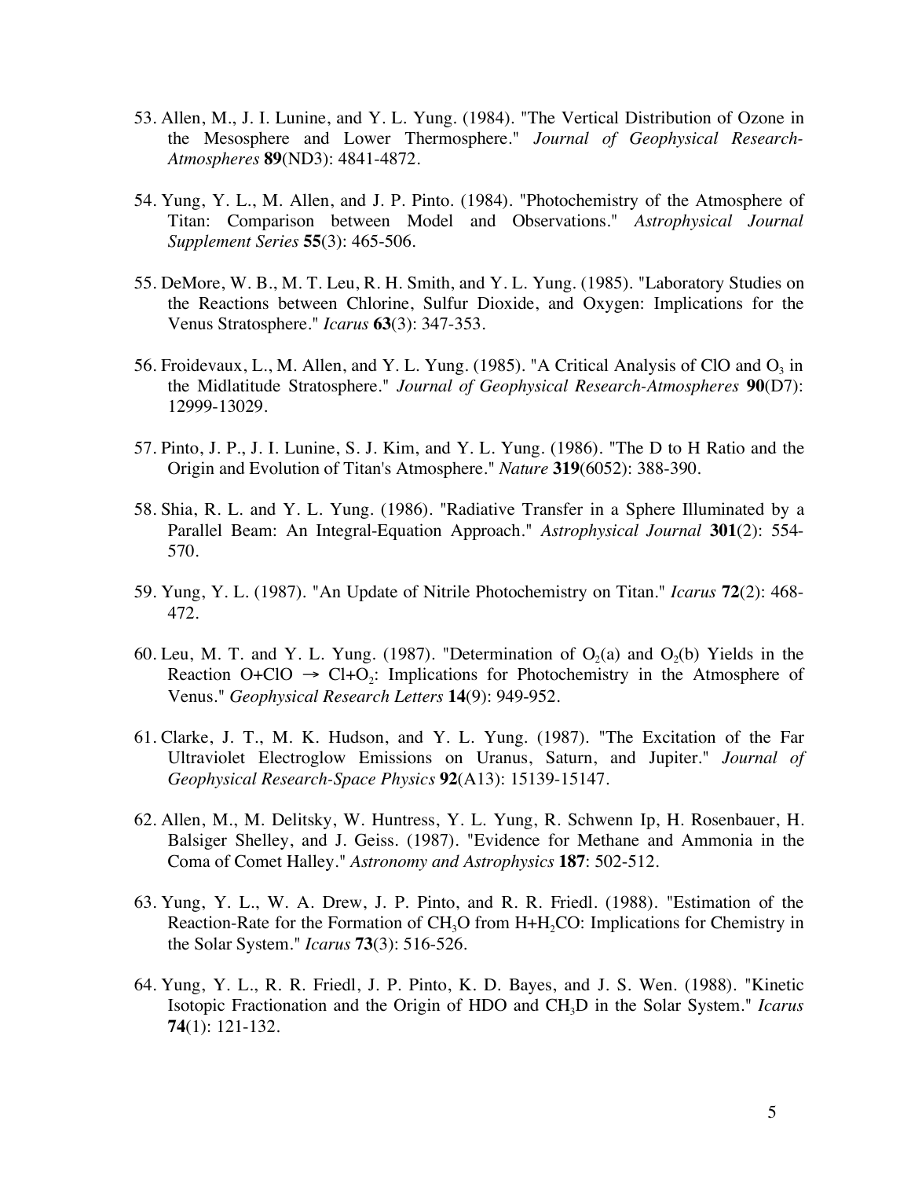53. Allen, M., J. I. Lunine, and Y. L. Yung. (1984). "The Vertical Distribution of Ozone in the Mesosphere and Lower Thermosphere." *Journal of Geophysical Research-Atmospheres* **89**(ND3): 4841-4872.

54. Yung, Y. L., M. Allen, and J. P. Pinto. (1984). "Photochemistry of the Atmosphere of Titan: Comparison between Model and Observations." *Astrophysical Journal Supplement Series* **55**(3): 465-506.

55. DeMore, W. B., M. T. Leu, R. H. Smith, and Y. L. Yung. (1985). "Laboratory Studies on the Reactions between Chlorine, Sulfur Dioxide, and Oxygen: Implications for the Venus Stratosphere." *Icarus* **63**(3): 347-353.

56. Froidevaux, L., M. Allen, and Y. L. Yung. (1985). "A Critical Analysis of ClO and $O_3$ in the Midlatitude Stratosphere." *Journal of Geophysical Research-Atmospheres* **90**(D7): 12999-13029.

57. Pinto, J. P., J. I. Lunine, S. J. Kim, and Y. L. Yung. (1986). "The D to H Ratio and the Origin and Evolution of Titan's Atmosphere." *Nature* **319**(6052): 388-390.

58. Shia, R. L. and Y. L. Yung. (1986). "Radiative Transfer in a Sphere Illuminated by a Parallel Beam: An Integral-Equation Approach." *Astrophysical Journal* **301**(2): 554-570.

59. Yung, Y. L. (1987). "An Update of Nitrile Photochemistry on Titan." *Icarus* **72**(2): 468-472.

60. Leu, M. T. and Y. L. Yung. (1987). "Determination of $O_2(a)$ and $O_2(b)$ Yields in the Reaction $O+ClO \rightarrow Cl+O_2$: Implications for Photochemistry in the Atmosphere of Venus." *Geophysical Research Letters* **14**(9): 949-952.

61. Clarke, J. T., M. K. Hudson, and Y. L. Yung. (1987). "The Excitation of the Far Ultraviolet Electroglow Emissions on Uranus, Saturn, and Jupiter." *Journal of Geophysical Research-Space Physics* **92**(A13): 15139-15147.

62. Allen, M., M. Delitsky, W. Huntress, Y. L. Yung, R. Schwenn Ip, H. Rosenbauer, H. Balsiger Shelley, and J. Geiss. (1987). "Evidence for Methane and Ammonia in the Coma of Comet Halley." *Astronomy and Astrophysics* **187**: 502-512.

63. Yung, Y. L., W. A. Drew, J. P. Pinto, and R. R. Friedl. (1988). "Estimation of the Reaction-Rate for the Formation of $CH_3O$ from $H+H_2CO$: Implications for Chemistry in the Solar System." *Icarus* **73**(3): 516-526.

64. Yung, Y. L., R. R. Friedl, J. P. Pinto, K. D. Bayes, and J. S. Wen. (1988). "Kinetic Isotopic Fractionation and the Origin of HDO and $CH_3D$ in the Solar System." *Icarus* **74**(1): 121-132.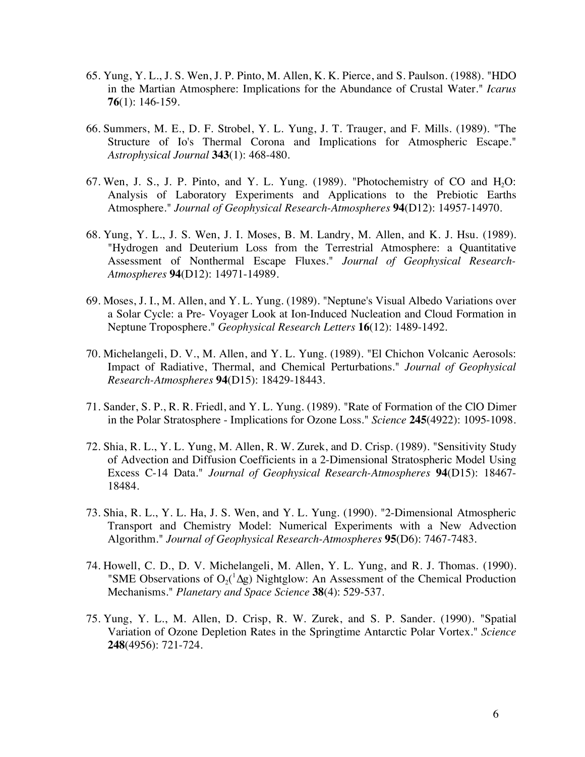65. Yung, Y. L., J. S. Wen, J. P. Pinto, M. Allen, K. K. Pierce, and S. Paulson. (1988). "HDO in the Martian Atmosphere: Implications for the Abundance of Crustal Water." *Icarus* **76**(1): 146-159.

66. Summers, M. E., D. F. Strobel, Y. L. Yung, J. T. Trauger, and F. Mills. (1989). "The Structure of Io's Thermal Corona and Implications for Atmospheric Escape." *Astrophysical Journal* **343**(1): 468-480.

67. Wen, J. S., J. P. Pinto, and Y. L. Yung. (1989). "Photochemistry of CO and $H_2O$: Analysis of Laboratory Experiments and Applications to the Prebiotic Earths Atmosphere." *Journal of Geophysical Research-Atmospheres* **94**(D12): 14957-14970.

68. Yung, Y. L., J. S. Wen, J. I. Moses, B. M. Landry, M. Allen, and K. J. Hsu. (1989). "Hydrogen and Deuterium Loss from the Terrestrial Atmosphere: a Quantitative Assessment of Nonthermal Escape Fluxes." *Journal of Geophysical Research-Atmospheres* **94**(D12): 14971-14989.

69. Moses, J. I., M. Allen, and Y. L. Yung. (1989). "Neptune's Visual Albedo Variations over a Solar Cycle: a Pre- Voyager Look at Ion-Induced Nucleation and Cloud Formation in Neptune Troposphere." *Geophysical Research Letters* **16**(12): 1489-1492.

70. Michelangeli, D. V., M. Allen, and Y. L. Yung. (1989). "El Chichon Volcanic Aerosols: Impact of Radiative, Thermal, and Chemical Perturbations." *Journal of Geophysical Research-Atmospheres* **94**(D15): 18429-18443.

71. Sander, S. P., R. R. Friedl, and Y. L. Yung. (1989). "Rate of Formation of the ClO Dimer in the Polar Stratosphere - Implications for Ozone Loss." *Science* **245**(4922): 1095-1098.

72. Shia, R. L., Y. L. Yung, M. Allen, R. W. Zurek, and D. Crisp. (1989). "Sensitivity Study of Advection and Diffusion Coefficients in a 2-Dimensional Stratospheric Model Using Excess C-14 Data." *Journal of Geophysical Research-Atmospheres* **94**(D15): 18467-18484.

73. Shia, R. L., Y. L. Ha, J. S. Wen, and Y. L. Yung. (1990). "2-Dimensional Atmospheric Transport and Chemistry Model: Numerical Experiments with a New Advection Algorithm." *Journal of Geophysical Research-Atmospheres* **95**(D6): 7467-7483.

74. Howell, C. D., D. V. Michelangeli, M. Allen, Y. L. Yung, and R. J. Thomas. (1990). "SME Observations of $O_2(^1\Delta g)$ Nightglow: An Assessment of the Chemical Production Mechanisms." *Planetary and Space Science* **38**(4): 529-537.

75. Yung, Y. L., M. Allen, D. Crisp, R. W. Zurek, and S. P. Sander. (1990). "Spatial Variation of Ozone Depletion Rates in the Springtime Antarctic Polar Vortex." *Science* **248**(4956): 721-724.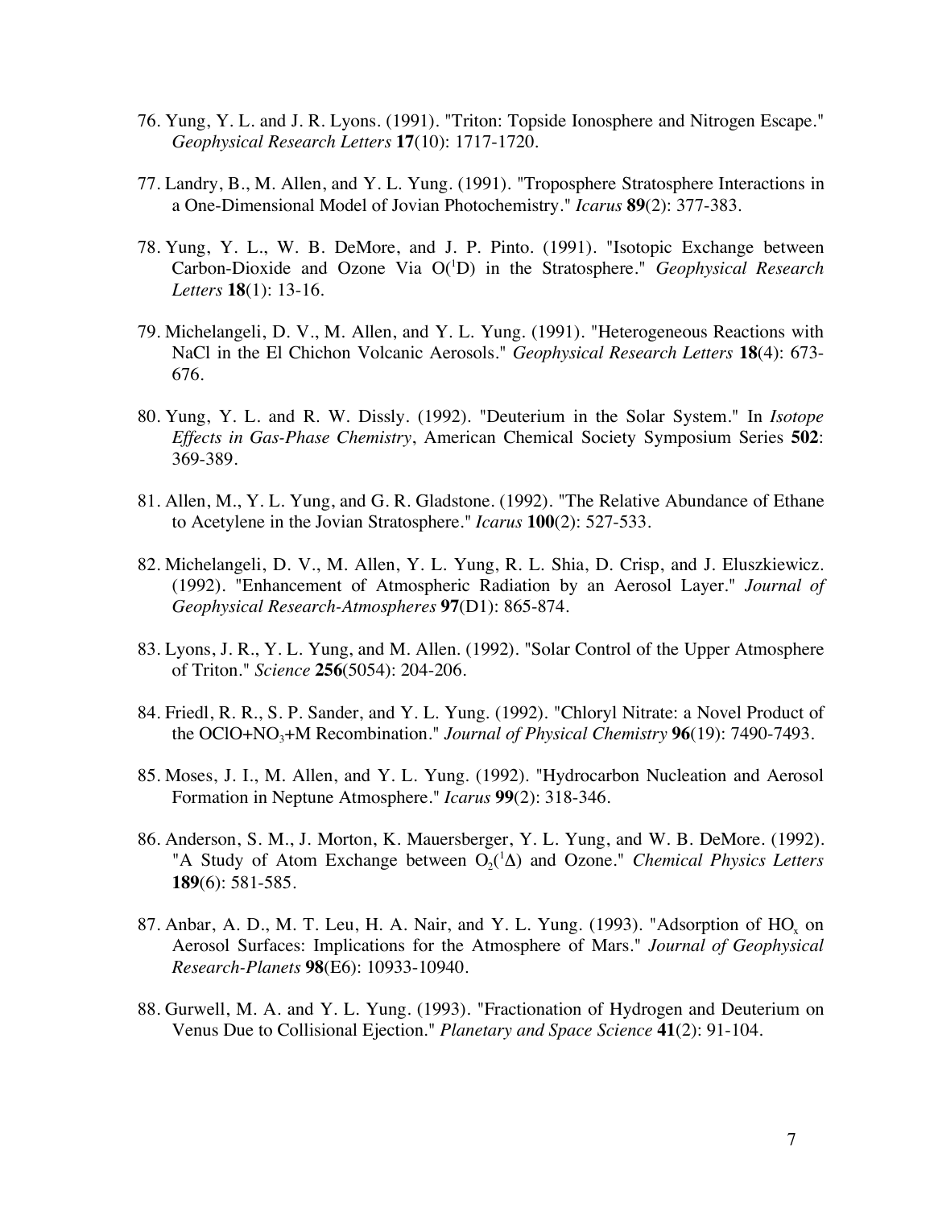76. Yung, Y. L. and J. R. Lyons. (1991). "Triton: Topside Ionosphere and Nitrogen Escape." *Geophysical Research Letters* **17**(10): 1717-1720.

77. Landry, B., M. Allen, and Y. L. Yung. (1991). "Troposphere Stratosphere Interactions in a One-Dimensional Model of Jovian Photochemistry." *Icarus* **89**(2): 377-383.

78. Yung, Y. L., W. B. DeMore, and J. P. Pinto. (1991). "Isotopic Exchange between Carbon-Dioxide and Ozone Via $O(^1D)$ in the Stratosphere." *Geophysical Research Letters* **18**(1): 13-16.

79. Michelangeli, D. V., M. Allen, and Y. L. Yung. (1991). "Heterogeneous Reactions with NaCl in the El Chichon Volcanic Aerosols." *Geophysical Research Letters* **18**(4): 673-676.

80. Yung, Y. L. and R. W. Dissly. (1992). "Deuterium in the Solar System." In *Isotope Effects in Gas-Phase Chemistry*, American Chemical Society Symposium Series **502**: 369-389.

81. Allen, M., Y. L. Yung, and G. R. Gladstone. (1992). "The Relative Abundance of Ethane to Acetylene in the Jovian Stratosphere." *Icarus* **100**(2): 527-533.

82. Michelangeli, D. V., M. Allen, Y. L. Yung, R. L. Shia, D. Crisp, and J. Eluszkiewicz. (1992). "Enhancement of Atmospheric Radiation by an Aerosol Layer." *Journal of Geophysical Research-Atmospheres* **97**(D1): 865-874.

83. Lyons, J. R., Y. L. Yung, and M. Allen. (1992). "Solar Control of the Upper Atmosphere of Triton." *Science* **256**(5054): 204-206.

84. Friedl, R. R., S. P. Sander, and Y. L. Yung. (1992). "Chloryl Nitrate: a Novel Product of the $OClO$+$NO_3$+M Recombination." *Journal of Physical Chemistry* **96**(19): 7490-7493.

85. Moses, J. I., M. Allen, and Y. L. Yung. (1992). "Hydrocarbon Nucleation and Aerosol Formation in Neptune Atmosphere." *Icarus* **99**(2): 318-346.

86. Anderson, S. M., J. Morton, K. Mauersberger, Y. L. Yung, and W. B. DeMore. (1992). "A Study of Atom Exchange between $O_2(^1\Delta)$ and Ozone." *Chemical Physics Letters* **189**(6): 581-585.

87. Anbar, A. D., M. T. Leu, H. A. Nair, and Y. L. Yung. (1993). "Adsorption of $HO_x$ on Aerosol Surfaces: Implications for the Atmosphere of Mars." *Journal of Geophysical Research-Planets* **98**(E6): 10933-10940.

88. Gurwell, M. A. and Y. L. Yung. (1993). "Fractionation of Hydrogen and Deuterium on Venus Due to Collisional Ejection." *Planetary and Space Science* **41**(2): 91-104.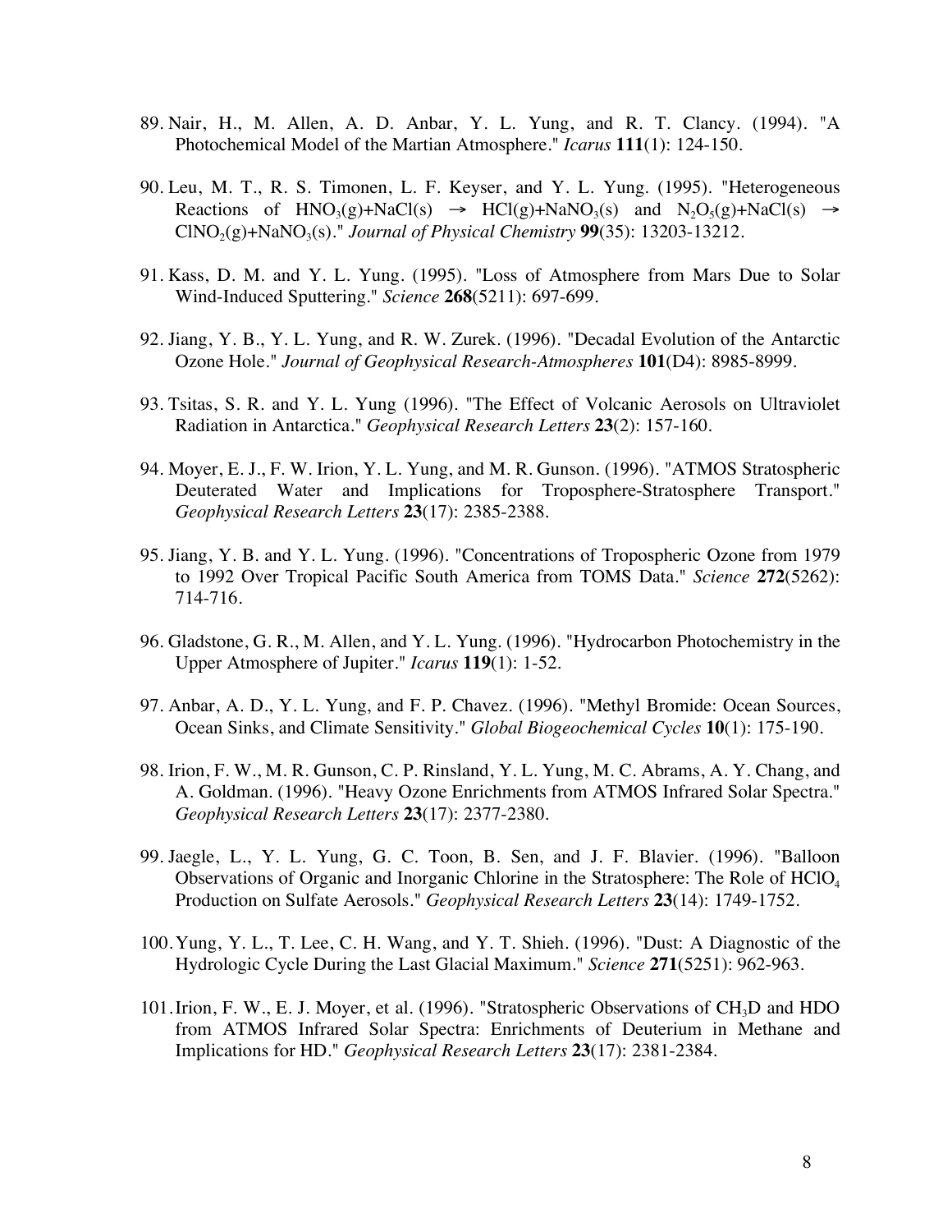89. Nair, H., M. Allen, A. D. Anbar, Y. L. Yung, and R. T. Clancy. (1994). "A Photochemical Model of the Martian Atmosphere." *Icarus* **111**(1): 124-150.

90. Leu, M. T., R. S. Timonen, L. F. Keyser, and Y. L. Yung. (1995). "Heterogeneous Reactions of $HNO_3$(g)+NaCl(s) → HCl(g)+$NaNO_3$(s) and $N_2O_5$(g)+NaCl(s) → $ClNO_2$(g)+$NaNO_3$(s)." *Journal of Physical Chemistry* **99**(35): 13203-13212.

91. Kass, D. M. and Y. L. Yung. (1995). "Loss of Atmosphere from Mars Due to Solar Wind-Induced Sputtering." *Science* **268**(5211): 697-699.

92. Jiang, Y. B., Y. L. Yung, and R. W. Zurek. (1996). "Decadal Evolution of the Antarctic Ozone Hole." *Journal of Geophysical Research-Atmospheres* **101**(D4): 8985-8999.

93. Tsitas, S. R. and Y. L. Yung (1996). "The Effect of Volcanic Aerosols on Ultraviolet Radiation in Antarctica." *Geophysical Research Letters* **23**(2): 157-160.

94. Moyer, E. J., F. W. Irion, Y. L. Yung, and M. R. Gunson. (1996). "ATMOS Stratospheric Deuterated Water and Implications for Troposphere-Stratosphere Transport." *Geophysical Research Letters* **23**(17): 2385-2388.

95. Jiang, Y. B. and Y. L. Yung. (1996). "Concentrations of Tropospheric Ozone from 1979 to 1992 Over Tropical Pacific South America from TOMS Data." *Science* **272**(5262): 714-716.

96. Gladstone, G. R., M. Allen, and Y. L. Yung. (1996). "Hydrocarbon Photochemistry in the Upper Atmosphere of Jupiter." *Icarus* **119**(1): 1-52.

97. Anbar, A. D., Y. L. Yung, and F. P. Chavez. (1996). "Methyl Bromide: Ocean Sources, Ocean Sinks, and Climate Sensitivity." *Global Biogeochemical Cycles* **10**(1): 175-190.

98. Irion, F. W., M. R. Gunson, C. P. Rinsland, Y. L. Yung, M. C. Abrams, A. Y. Chang, and A. Goldman. (1996). "Heavy Ozone Enrichments from ATMOS Infrared Solar Spectra." *Geophysical Research Letters* **23**(17): 2377-2380.

99. Jaegle, L., Y. L. Yung, G. C. Toon, B. Sen, and J. F. Blavier. (1996). "Balloon Observations of Organic and Inorganic Chlorine in the Stratosphere: The Role of $HClO_4$ Production on Sulfate Aerosols." *Geophysical Research Letters* **23**(14): 1749-1752.

100. Yung, Y. L., T. Lee, C. H. Wang, and Y. T. Shieh. (1996). "Dust: A Diagnostic of the Hydrologic Cycle During the Last Glacial Maximum." *Science* **271**(5251): 962-963.

101. Irion, F. W., E. J. Moyer, et al. (1996). "Stratospheric Observations of $CH_3D$ and HDO from ATMOS Infrared Solar Spectra: Enrichments of Deuterium in Methane and Implications for HD." *Geophysical Research Letters* **23**(17): 2381-2384.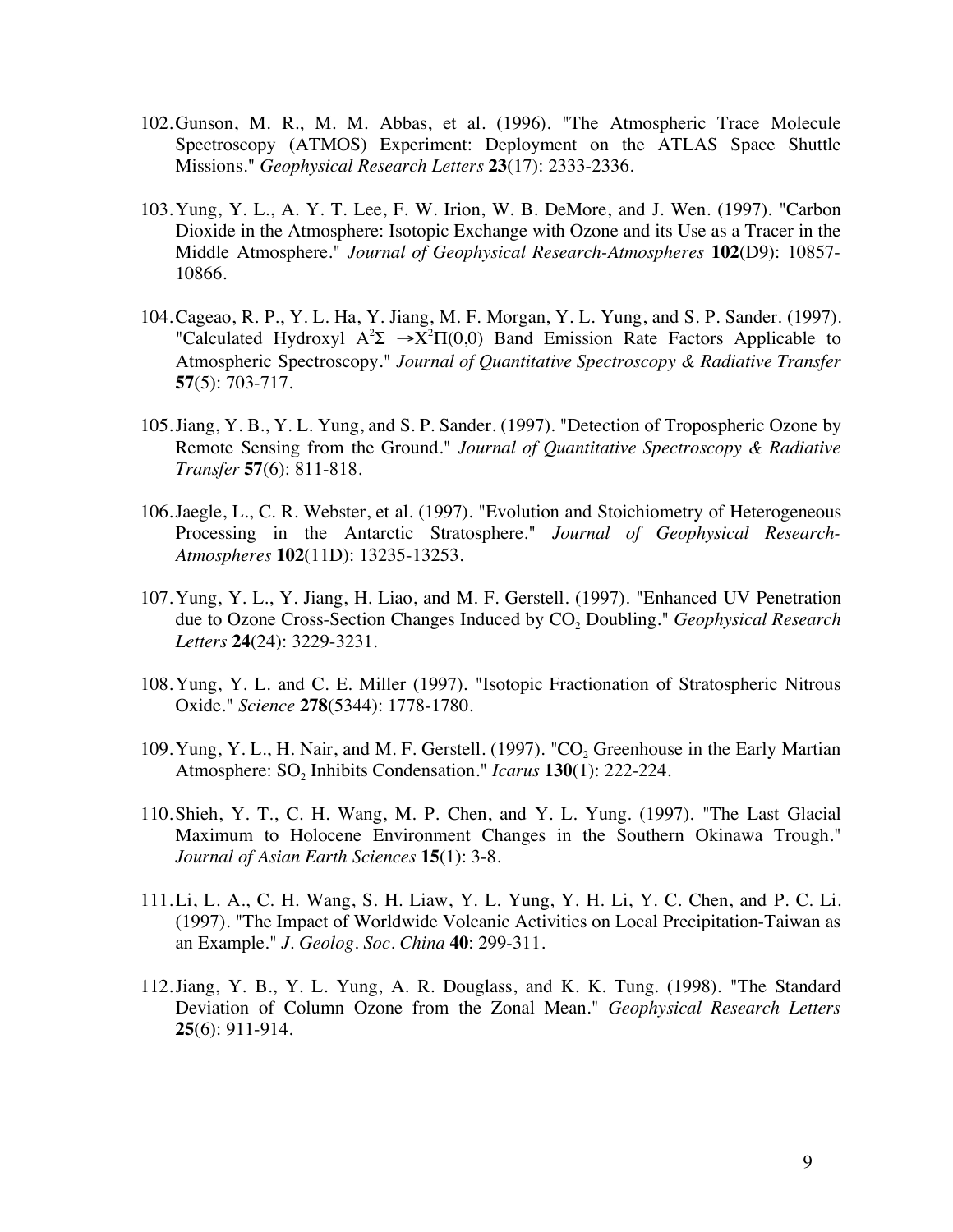102. Gunson, M. R., M. M. Abbas, et al. (1996). "The Atmospheric Trace Molecule Spectroscopy (ATMOS) Experiment: Deployment on the ATLAS Space Shuttle Missions." *Geophysical Research Letters* **23**(17): 2333-2336.

103. Yung, Y. L., A. Y. T. Lee, F. W. Irion, W. B. DeMore, and J. Wen. (1997). "Carbon Dioxide in the Atmosphere: Isotopic Exchange with Ozone and its Use as a Tracer in the Middle Atmosphere." *Journal of Geophysical Research-Atmospheres* **102**(D9): 10857-10866.

104. Cageao, R. P., Y. L. Ha, Y. Jiang, M. F. Morgan, Y. L. Yung, and S. P. Sander. (1997). "Calculated Hydroxyl $A^2\Sigma \rightarrow X^2\Pi(0,0)$ Band Emission Rate Factors Applicable to Atmospheric Spectroscopy." *Journal of Quantitative Spectroscopy & Radiative Transfer* **57**(5): 703-717.

105. Jiang, Y. B., Y. L. Yung, and S. P. Sander. (1997). "Detection of Tropospheric Ozone by Remote Sensing from the Ground." *Journal of Quantitative Spectroscopy & Radiative Transfer* **57**(6): 811-818.

106. Jaegle, L., C. R. Webster, et al. (1997). "Evolution and Stoichiometry of Heterogeneous Processing in the Antarctic Stratosphere." *Journal of Geophysical Research-Atmospheres* **102**(11D): 13235-13253.

107. Yung, Y. L., Y. Jiang, H. Liao, and M. F. Gerstell. (1997). "Enhanced UV Penetration due to Ozone Cross-Section Changes Induced by $CO_2$ Doubling." *Geophysical Research Letters* **24**(24): 3229-3231.

108. Yung, Y. L. and C. E. Miller (1997). "Isotopic Fractionation of Stratospheric Nitrous Oxide." *Science* **278**(5344): 1778-1780.

109. Yung, Y. L., H. Nair, and M. F. Gerstell. (1997). "$CO_2$ Greenhouse in the Early Martian Atmosphere: $SO_2$ Inhibits Condensation." *Icarus* **130**(1): 222-224.

110. Shieh, Y. T., C. H. Wang, M. P. Chen, and Y. L. Yung. (1997). "The Last Glacial Maximum to Holocene Environment Changes in the Southern Okinawa Trough." *Journal of Asian Earth Sciences* **15**(1): 3-8.

111. Li, L. A., C. H. Wang, S. H. Liaw, Y. L. Yung, Y. H. Li, Y. C. Chen, and P. C. Li. (1997). "The Impact of Worldwide Volcanic Activities on Local Precipitation-Taiwan as an Example." *J. Geolog. Soc. China* **40**: 299-311.

112. Jiang, Y. B., Y. L. Yung, A. R. Douglass, and K. K. Tung. (1998). "The Standard Deviation of Column Ozone from the Zonal Mean." *Geophysical Research Letters* **25**(6): 911-914.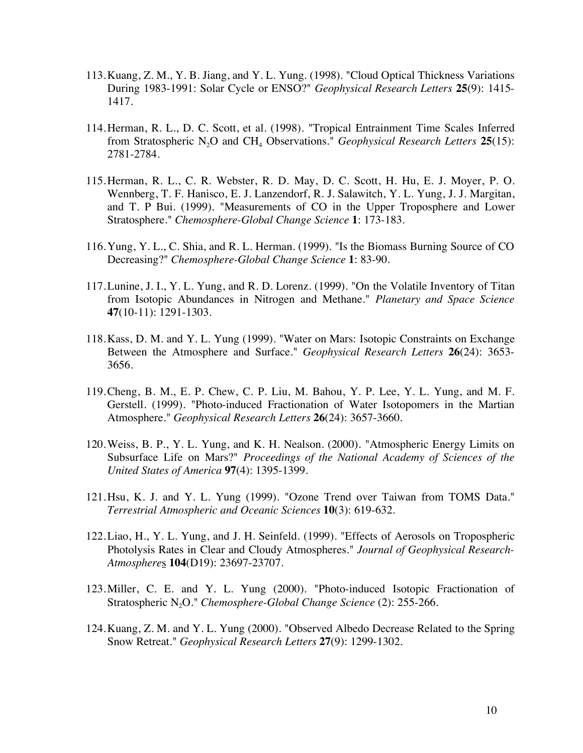113. Kuang, Z. M., Y. B. Jiang, and Y. L. Yung. (1998). "Cloud Optical Thickness Variations During 1983-1991: Solar Cycle or ENSO?" *Geophysical Research Letters* **25**(9): 1415-1417.

114. Herman, R. L., D. C. Scott, et al. (1998). "Tropical Entrainment Time Scales Inferred from Stratospheric $N_2O$ and $CH_4$ Observations." *Geophysical Research Letters* **25**(15): 2781-2784.

115. Herman, R. L., C. R. Webster, R. D. May, D. C. Scott, H. Hu, E. J. Moyer, P. O. Wennberg, T. F. Hanisco, E. J. Lanzendorf, R. J. Salawitch, Y. L. Yung, J. J. Margitan, and T. P Bui. (1999). "Measurements of CO in the Upper Troposphere and Lower Stratosphere." *Chemosphere-Global Change Science* **1**: 173-183.

116. Yung, Y. L., C. Shia, and R. L. Herman. (1999). "Is the Biomass Burning Source of CO Decreasing?" *Chemosphere-Global Change Science* **1**: 83-90.

117. Lunine, J. I., Y. L. Yung, and R. D. Lorenz. (1999). "On the Volatile Inventory of Titan from Isotopic Abundances in Nitrogen and Methane." *Planetary and Space Science* **47**(10-11): 1291-1303.

118. Kass, D. M. and Y. L. Yung (1999). "Water on Mars: Isotopic Constraints on Exchange Between the Atmosphere and Surface." *Geophysical Research Letters* **26**(24): 3653-3656.

119. Cheng, B. M., E. P. Chew, C. P. Liu, M. Bahou, Y. P. Lee, Y. L. Yung, and M. F. Gerstell. (1999). "Photo-induced Fractionation of Water Isotopomers in the Martian Atmosphere." *Geophysical Research Letters* **26**(24): 3657-3660.

120. Weiss, B. P., Y. L. Yung, and K. H. Nealson. (2000). "Atmospheric Energy Limits on Subsurface Life on Mars?" *Proceedings of the National Academy of Sciences of the United States of America* **97**(4): 1395-1399.

121. Hsu, K. J. and Y. L. Yung (1999). "Ozone Trend over Taiwan from TOMS Data." *Terrestrial Atmospheric and Oceanic Sciences* **10**(3): 619-632.

122. Liao, H., Y. L. Yung, and J. H. Seinfeld. (1999). "Effects of Aerosols on Tropospheric Photolysis Rates in Clear and Cloudy Atmospheres." *Journal of Geophysical Research-Atmospheres* **104**(D19): 23697-23707.

123. Miller, C. E. and Y. L. Yung (2000). "Photo-induced Isotopic Fractionation of Stratospheric $N_2O$." *Chemosphere-Global Change Science* (2): 255-266.

124. Kuang, Z. M. and Y. L. Yung (2000). "Observed Albedo Decrease Related to the Spring Snow Retreat." *Geophysical Research Letters* **27**(9): 1299-1302.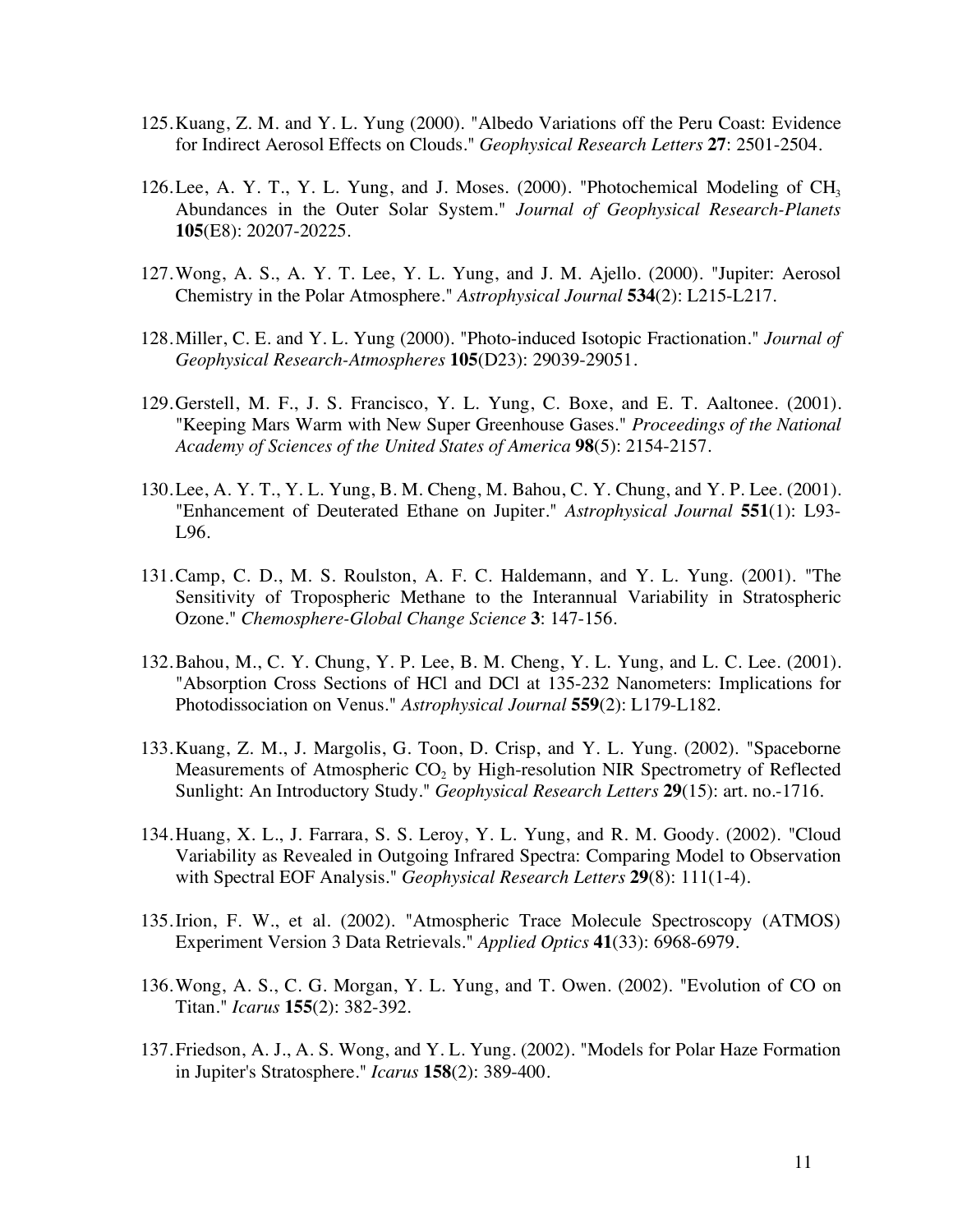125. Kuang, Z. M. and Y. L. Yung (2000). "Albedo Variations off the Peru Coast: Evidence for Indirect Aerosol Effects on Clouds." *Geophysical Research Letters* **27**: 2501-2504.

126. Lee, A. Y. T., Y. L. Yung, and J. Moses. (2000). "Photochemical Modeling of $CH_3$ Abundances in the Outer Solar System." *Journal of Geophysical Research-Planets* **105**(E8): 20207-20225.

127. Wong, A. S., A. Y. T. Lee, Y. L. Yung, and J. M. Ajello. (2000). "Jupiter: Aerosol Chemistry in the Polar Atmosphere." *Astrophysical Journal* **534**(2): L215-L217.

128. Miller, C. E. and Y. L. Yung (2000). "Photo-induced Isotopic Fractionation." *Journal of Geophysical Research-Atmospheres* **105**(D23): 29039-29051.

129. Gerstell, M. F., J. S. Francisco, Y. L. Yung, C. Boxe, and E. T. Aaltonee. (2001). "Keeping Mars Warm with New Super Greenhouse Gases." *Proceedings of the National Academy of Sciences of the United States of America* **98**(5): 2154-2157.

130. Lee, A. Y. T., Y. L. Yung, B. M. Cheng, M. Bahou, C. Y. Chung, and Y. P. Lee. (2001). "Enhancement of Deuterated Ethane on Jupiter." *Astrophysical Journal* **551**(1): L93-L96.

131. Camp, C. D., M. S. Roulston, A. F. C. Haldemann, and Y. L. Yung. (2001). "The Sensitivity of Tropospheric Methane to the Interannual Variability in Stratospheric Ozone." *Chemosphere-Global Change Science* **3**: 147-156.

132. Bahou, M., C. Y. Chung, Y. P. Lee, B. M. Cheng, Y. L. Yung, and L. C. Lee. (2001). "Absorption Cross Sections of HCl and DCl at 135-232 Nanometers: Implications for Photodissociation on Venus." *Astrophysical Journal* **559**(2): L179-L182.

133. Kuang, Z. M., J. Margolis, G. Toon, D. Crisp, and Y. L. Yung. (2002). "Spaceborne Measurements of Atmospheric $CO_2$ by High-resolution NIR Spectrometry of Reflected Sunlight: An Introductory Study." *Geophysical Research Letters* **29**(15): art. no.-1716.

134. Huang, X. L., J. Farrara, S. S. Leroy, Y. L. Yung, and R. M. Goody. (2002). "Cloud Variability as Revealed in Outgoing Infrared Spectra: Comparing Model to Observation with Spectral EOF Analysis." *Geophysical Research Letters* **29**(8): 111(1-4).

135. Irion, F. W., et al. (2002). "Atmospheric Trace Molecule Spectroscopy (ATMOS) Experiment Version 3 Data Retrievals." *Applied Optics* **41**(33): 6968-6979.

136. Wong, A. S., C. G. Morgan, Y. L. Yung, and T. Owen. (2002). "Evolution of CO on Titan." *Icarus* **155**(2): 382-392.

137. Friedson, A. J., A. S. Wong, and Y. L. Yung. (2002). "Models for Polar Haze Formation in Jupiter's Stratosphere." *Icarus* **158**(2): 389-400.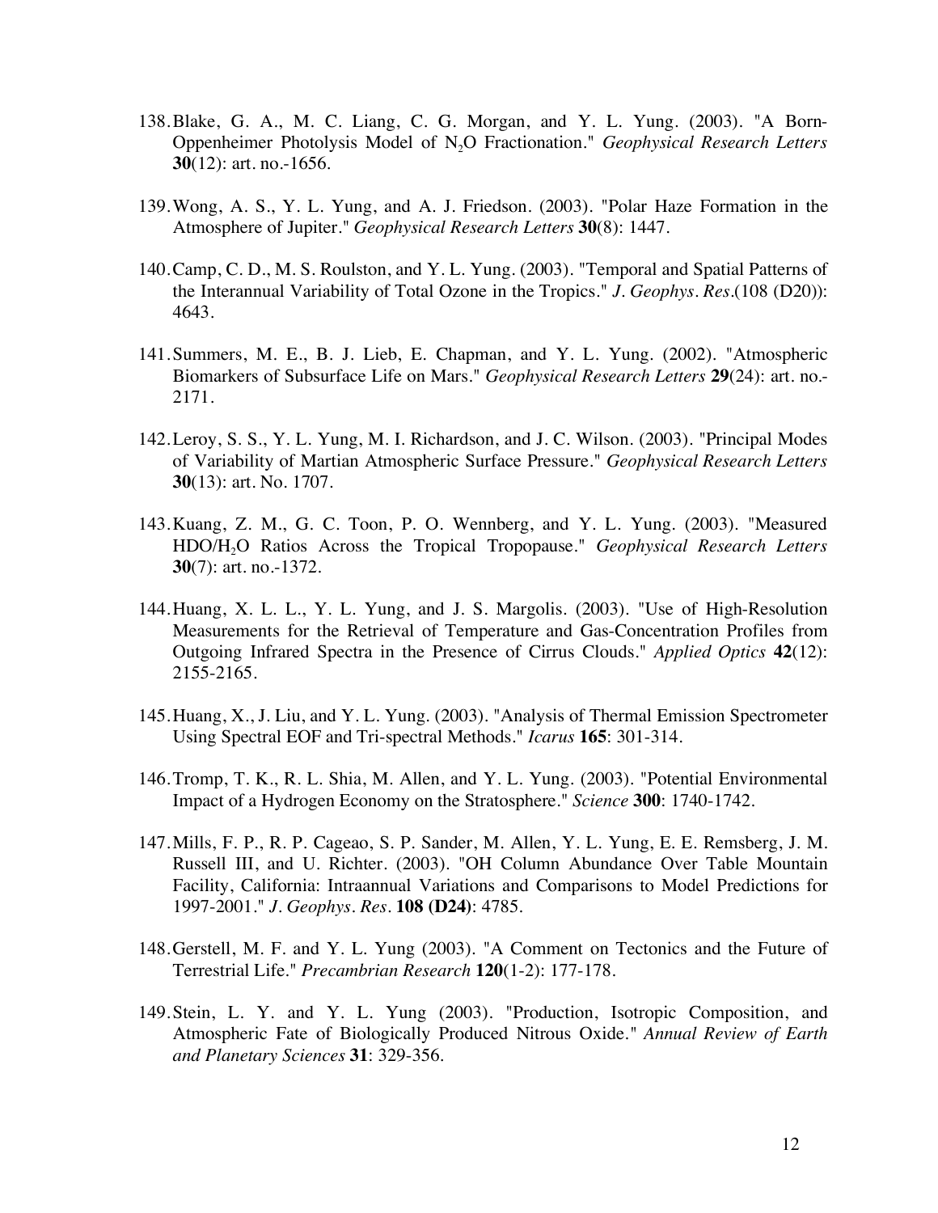138. Blake, G. A., M. C. Liang, C. G. Morgan, and Y. L. Yung. (2003). "A Born-Oppenheimer Photolysis Model of $N_2O$ Fractionation." *Geophysical Research Letters* **30**(12): art. no.-1656.

139. Wong, A. S., Y. L. Yung, and A. J. Friedson. (2003). "Polar Haze Formation in the Atmosphere of Jupiter." *Geophysical Research Letters* **30**(8): 1447.

140. Camp, C. D., M. S. Roulston, and Y. L. Yung. (2003). "Temporal and Spatial Patterns of the Interannual Variability of Total Ozone in the Tropics." *J. Geophys. Res.*(108 (D20)): 4643.

141. Summers, M. E., B. J. Lieb, E. Chapman, and Y. L. Yung. (2002). "Atmospheric Biomarkers of Subsurface Life on Mars." *Geophysical Research Letters* **29**(24): art. no.-2171.

142. Leroy, S. S., Y. L. Yung, M. I. Richardson, and J. C. Wilson. (2003). "Principal Modes of Variability of Martian Atmospheric Surface Pressure." *Geophysical Research Letters* **30**(13): art. No. 1707.

143. Kuang, Z. M., G. C. Toon, P. O. Wennberg, and Y. L. Yung. (2003). "Measured $HDO/H_2O$ Ratios Across the Tropical Tropopause." *Geophysical Research Letters* **30**(7): art. no.-1372.

144. Huang, X. L. L., Y. L. Yung, and J. S. Margolis. (2003). "Use of High-Resolution Measurements for the Retrieval of Temperature and Gas-Concentration Profiles from Outgoing Infrared Spectra in the Presence of Cirrus Clouds." *Applied Optics* **42**(12): 2155-2165.

145. Huang, X., J. Liu, and Y. L. Yung. (2003). "Analysis of Thermal Emission Spectrometer Using Spectral EOF and Tri-spectral Methods." *Icarus* **165**: 301-314.

146. Tromp, T. K., R. L. Shia, M. Allen, and Y. L. Yung. (2003). "Potential Environmental Impact of a Hydrogen Economy on the Stratosphere." *Science* **300**: 1740-1742.

147. Mills, F. P., R. P. Cageao, S. P. Sander, M. Allen, Y. L. Yung, E. E. Remsberg, J. M. Russell III, and U. Richter. (2003). "OH Column Abundance Over Table Mountain Facility, California: Intraannual Variations and Comparisons to Model Predictions for 1997-2001." *J. Geophys. Res.* **108 (D24)**: 4785.

148. Gerstell, M. F. and Y. L. Yung (2003). "A Comment on Tectonics and the Future of Terrestrial Life." *Precambrian Research* **120**(1-2): 177-178.

149. Stein, L. Y. and Y. L. Yung (2003). "Production, Isotropic Composition, and Atmospheric Fate of Biologically Produced Nitrous Oxide." *Annual Review of Earth and Planetary Sciences* **31**: 329-356.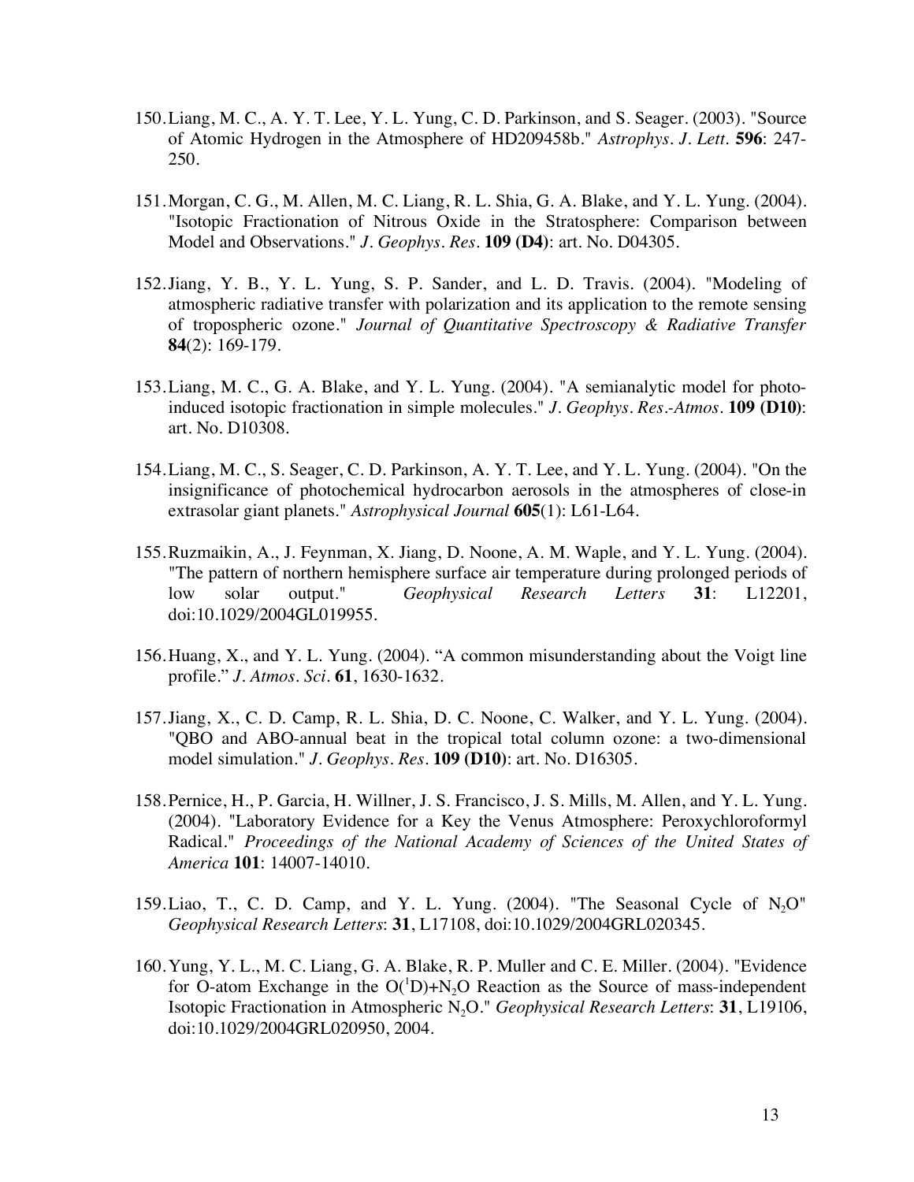150. Liang, M. C., A. Y. T. Lee, Y. L. Yung, C. D. Parkinson, and S. Seager. (2003). "Source of Atomic Hydrogen in the Atmosphere of HD209458b." *Astrophys. J. Lett.* **596**: 247-250.

151. Morgan, C. G., M. Allen, M. C. Liang, R. L. Shia, G. A. Blake, and Y. L. Yung. (2004). "Isotopic Fractionation of Nitrous Oxide in the Stratosphere: Comparison between Model and Observations." *J. Geophys. Res.* **109 (D4)**: art. No. D04305.

152. Jiang, Y. B., Y. L. Yung, S. P. Sander, and L. D. Travis. (2004). "Modeling of atmospheric radiative transfer with polarization and its application to the remote sensing of tropospheric ozone." *Journal of Quantitative Spectroscopy & Radiative Transfer* **84**(2): 169-179.

153. Liang, M. C., G. A. Blake, and Y. L. Yung. (2004). "A semianalytic model for photo-induced isotopic fractionation in simple molecules." *J. Geophys. Res.-Atmos.* **109 (D10)**: art. No. D10308.

154. Liang, M. C., S. Seager, C. D. Parkinson, A. Y. T. Lee, and Y. L. Yung. (2004). "On the insignificance of photochemical hydrocarbon aerosols in the atmospheres of close-in extrasolar giant planets." *Astrophysical Journal* **605**(1): L61-L64.

155. Ruzmaikin, A., J. Feynman, X. Jiang, D. Noone, A. M. Waple, and Y. L. Yung. (2004). "The pattern of northern hemisphere surface air temperature during prolonged periods of low solar output." *Geophysical Research Letters* **31**: L12201, doi:10.1029/2004GL019955.

156. Huang, X., and Y. L. Yung. (2004). "A common misunderstanding about the Voigt line profile." *J. Atmos. Sci.* **61**, 1630-1632.

157. Jiang, X., C. D. Camp, R. L. Shia, D. C. Noone, C. Walker, and Y. L. Yung. (2004). "QBO and ABO-annual beat in the tropical total column ozone: a two-dimensional model simulation." *J. Geophys. Res.* **109 (D10)**: art. No. D16305.

158. Pernice, H., P. Garcia, H. Willner, J. S. Francisco, J. S. Mills, M. Allen, and Y. L. Yung. (2004). "Laboratory Evidence for a Key the Venus Atmosphere: Peroxychloroformyl Radical." *Proceedings of the National Academy of Sciences of the United States of America* **101**: 14007-14010.

159. Liao, T., C. D. Camp, and Y. L. Yung. (2004). "The Seasonal Cycle of $N_2O$" *Geophysical Research Letters*: **31**, L17108, doi:10.1029/2004GRL020345.

160. Yung, Y. L., M. C. Liang, G. A. Blake, R. P. Muller and C. E. Miller. (2004). "Evidence for O-atom Exchange in the $O(^1D)$+$N_2O$ Reaction as the Source of mass-independent Isotopic Fractionation in Atmospheric $N_2O$." *Geophysical Research Letters*: **31**, L19106, doi:10.1029/2004GRL020950, 2004.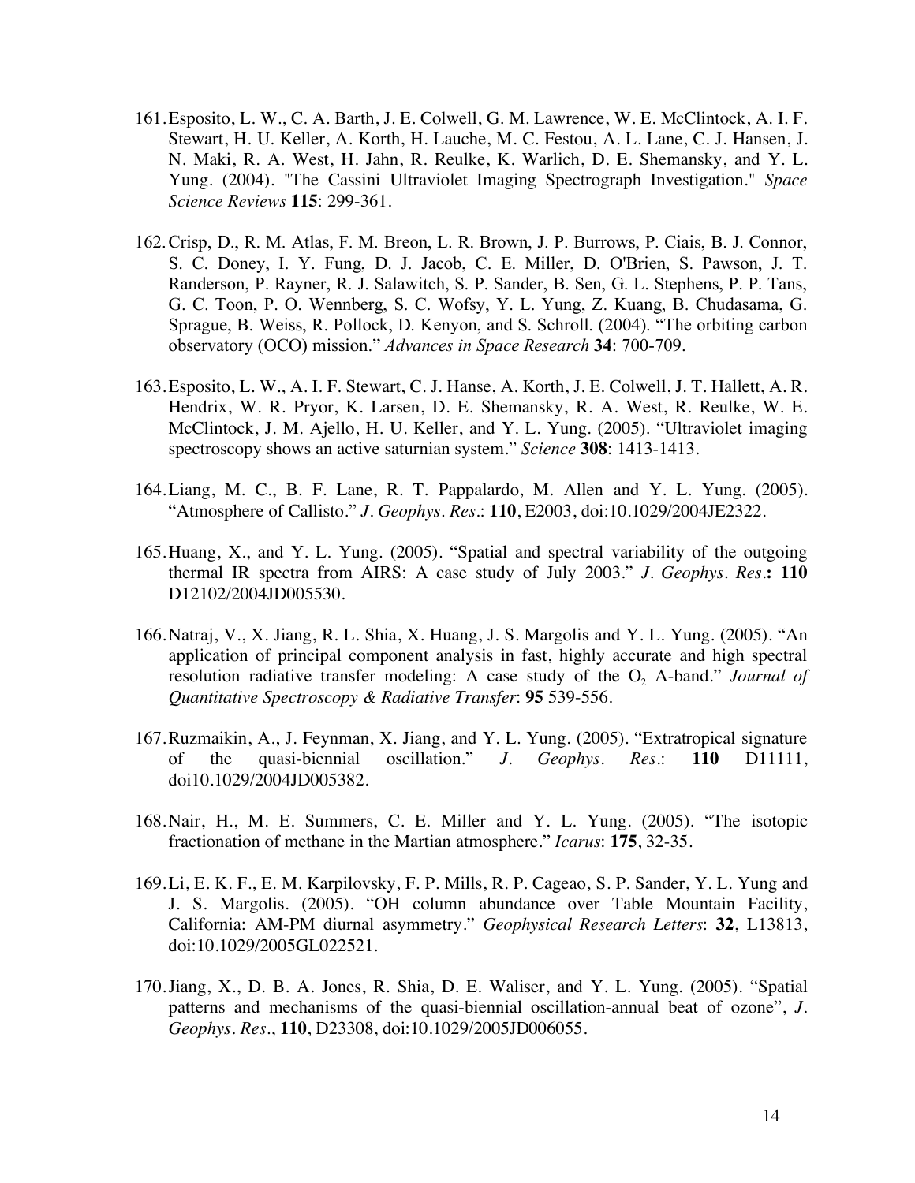161. Esposito, L. W., C. A. Barth, J. E. Colwell, G. M. Lawrence, W. E. McClintock, A. I. F. Stewart, H. U. Keller, A. Korth, H. Lauche, M. C. Festou, A. L. Lane, C. J. Hansen, J. N. Maki, R. A. West, H. Jahn, R. Reulke, K. Warlich, D. E. Shemansky, and Y. L. Yung. (2004). "The Cassini Ultraviolet Imaging Spectrograph Investigation." *Space Science Reviews* **115**: 299-361.

162. Crisp, D., R. M. Atlas, F. M. Breon, L. R. Brown, J. P. Burrows, P. Ciais, B. J. Connor, S. C. Doney, I. Y. Fung, D. J. Jacob, C. E. Miller, D. O'Brien, S. Pawson, J. T. Randerson, P. Rayner, R. J. Salawitch, S. P. Sander, B. Sen, G. L. Stephens, P. P. Tans, G. C. Toon, P. O. Wennberg, S. C. Wofsy, Y. L. Yung, Z. Kuang, B. Chudasama, G. Sprague, B. Weiss, R. Pollock, D. Kenyon, and S. Schroll. (2004). "The orbiting carbon observatory (OCO) mission." *Advances in Space Research* **34**: 700-709.

163. Esposito, L. W., A. I. F. Stewart, C. J. Hanse, A. Korth, J. E. Colwell, J. T. Hallett, A. R. Hendrix, W. R. Pryor, K. Larsen, D. E. Shemansky, R. A. West, R. Reulke, W. E. McClintock, J. M. Ajello, H. U. Keller, and Y. L. Yung. (2005). "Ultraviolet imaging spectroscopy shows an active saturnian system." *Science* **308**: 1413-1413.

164. Liang, M. C., B. F. Lane, R. T. Pappalardo, M. Allen and Y. L. Yung. (2005). "Atmosphere of Callisto." *J. Geophys. Res.*: **110**, E2003, doi:10.1029/2004JE2322.

165. Huang, X., and Y. L. Yung. (2005). "Spatial and spectral variability of the outgoing thermal IR spectra from AIRS: A case study of July 2003." *J. Geophys. Res.***:** **110** D12102/2004JD005530.

166. Natraj, V., X. Jiang, R. L. Shia, X. Huang, J. S. Margolis and Y. L. Yung. (2005). "An application of principal component analysis in fast, highly accurate and high spectral resolution radiative transfer modeling: A case study of the $O_2$ A-band." *Journal of Quantitative Spectroscopy & Radiative Transfer*: **95** 539-556.

167. Ruzmaikin, A., J. Feynman, X. Jiang, and Y. L. Yung. (2005). "Extratropical signature of the quasi-biennial oscillation." *J. Geophys. Res.*: **110** D11111, doi10.1029/2004JD005382.

168. Nair, H., M. E. Summers, C. E. Miller and Y. L. Yung. (2005). "The isotopic fractionation of methane in the Martian atmosphere." *Icarus*: **175**, 32-35.

169. Li, E. K. F., E. M. Karpilovsky, F. P. Mills, R. P. Cageao, S. P. Sander, Y. L. Yung and J. S. Margolis. (2005). "OH column abundance over Table Mountain Facility, California: AM-PM diurnal asymmetry." *Geophysical Research Letters*: **32**, L13813, doi:10.1029/2005GL022521.

170. Jiang, X., D. B. A. Jones, R. Shia, D. E. Waliser, and Y. L. Yung. (2005). "Spatial patterns and mechanisms of the quasi-biennial oscillation-annual beat of ozone", *J. Geophys. Res.*, **110**, D23308, doi:10.1029/2005JD006055.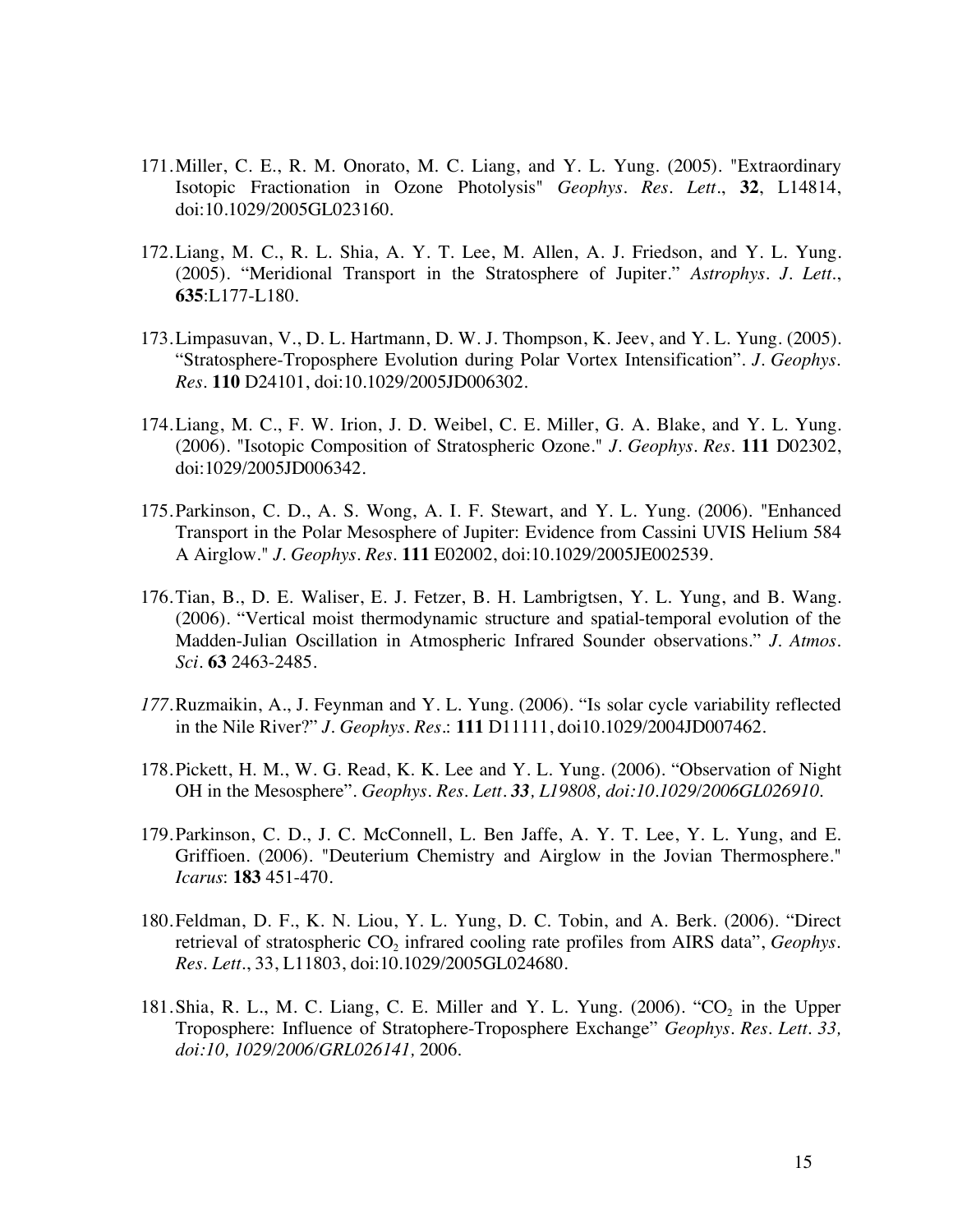171. Miller, C. E., R. M. Onorato, M. C. Liang, and Y. L. Yung. (2005). "Extraordinary Isotopic Fractionation in Ozone Photolysis" *Geophys. Res. Lett.*, **32**, L14814, doi:10.1029/2005GL023160.

172. Liang, M. C., R. L. Shia, A. Y. T. Lee, M. Allen, A. J. Friedson, and Y. L. Yung. (2005). "Meridional Transport in the Stratosphere of Jupiter." *Astrophys. J. Lett.*, **635**:L177-L180.

173. Limpasuvan, V., D. L. Hartmann, D. W. J. Thompson, K. Jeev, and Y. L. Yung. (2005). "Stratosphere-Troposphere Evolution during Polar Vortex Intensification". *J. Geophys. Res.* **110** D24101, doi:10.1029/2005JD006302.

174. Liang, M. C., F. W. Irion, J. D. Weibel, C. E. Miller, G. A. Blake, and Y. L. Yung. (2006). "Isotopic Composition of Stratospheric Ozone." *J. Geophys. Res.* **111** D02302, doi:1029/2005JD006342.

175. Parkinson, C. D., A. S. Wong, A. I. F. Stewart, and Y. L. Yung. (2006). "Enhanced Transport in the Polar Mesosphere of Jupiter: Evidence from Cassini UVIS Helium 584 A Airglow." *J. Geophys. Res.* **111** E02002, doi:10.1029/2005JE002539.

176. Tian, B., D. E. Waliser, E. J. Fetzer, B. H. Lambrigtsen, Y. L. Yung, and B. Wang. (2006). "Vertical moist thermodynamic structure and spatial-temporal evolution of the Madden-Julian Oscillation in Atmospheric Infrared Sounder observations." *J. Atmos. Sci.* **63** 2463-2485.

*177.* Ruzmaikin, A., J. Feynman and Y. L. Yung. (2006). "Is solar cycle variability reflected in the Nile River?" *J. Geophys. Res.*: **111** D11111, doi10.1029/2004JD007462.

178. Pickett, H. M., W. G. Read, K. K. Lee and Y. L. Yung. (2006). "Observation of Night OH in the Mesosphere". *Geophys. Res. Lett.* ***33**, L19808, doi:10.1029/2006GL026910.*

179. Parkinson, C. D., J. C. McConnell, L. Ben Jaffe, A. Y. T. Lee, Y. L. Yung, and E. Griffioen. (2006). "Deuterium Chemistry and Airglow in the Jovian Thermosphere." *Icarus*: **183** 451-470.

180. Feldman, D. F., K. N. Liou, Y. L. Yung, D. C. Tobin, and A. Berk. (2006). "Direct retrieval of stratospheric $CO_2$ infrared cooling rate profiles from AIRS data", *Geophys. Res. Lett.*, 33, L11803, doi:10.1029/2005GL024680.

181. Shia, R. L., M. C. Liang, C. E. Miller and Y. L. Yung. (2006). "$CO_2$ in the Upper Troposphere: Influence of Stratophere-Troposphere Exchange" *Geophys. Res. Lett. 33, doi:10, 1029/2006/GRL026141,* 2006.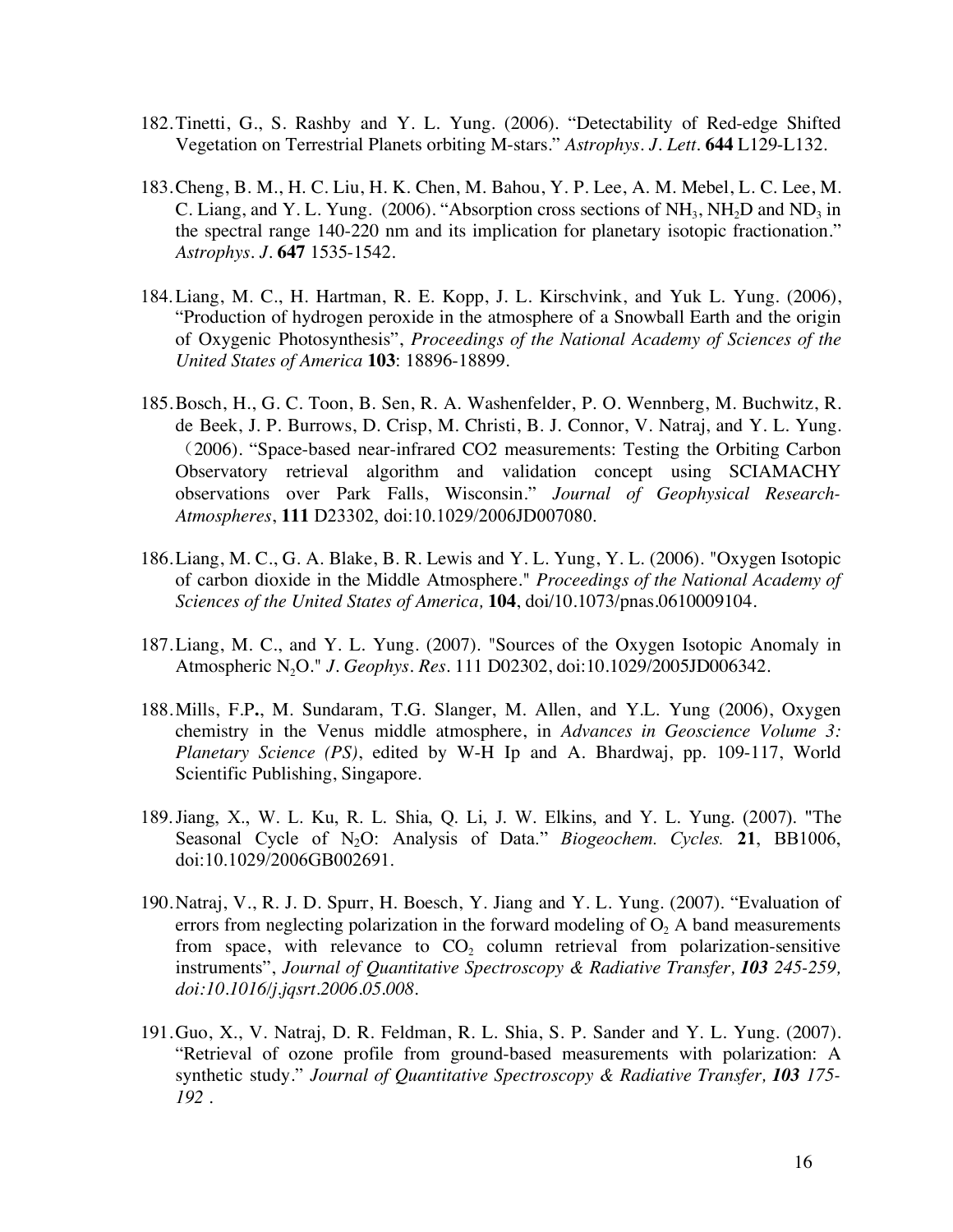182. Tinetti, G., S. Rashby and Y. L. Yung. (2006). “Detectability of Red-edge Shifted Vegetation on Terrestrial Planets orbiting M-stars.” *Astrophys. J. Lett.* **644** L129-L132.

183. Cheng, B. M., H. C. Liu, H. K. Chen, M. Bahou, Y. P. Lee, A. M. Mebel, L. C. Lee, M. C. Liang, and Y. L. Yung. (2006). “Absorption cross sections of $NH_3$, $NH_2D$ and $ND_3$ in the spectral range 140-220 nm and its implication for planetary isotopic fractionation.” *Astrophys. J.* **647** 1535-1542.

184. Liang, M. C., H. Hartman, R. E. Kopp, J. L. Kirschvink, and Yuk L. Yung. (2006), “Production of hydrogen peroxide in the atmosphere of a Snowball Earth and the origin of Oxygenic Photosynthesis”, *Proceedings of the National Academy of Sciences of the United States of America* **103**: 18896-18899.

185. Bosch, H., G. C. Toon, B. Sen, R. A. Washenfelder, P. O. Wennberg, M. Buchwitz, R. de Beek, J. P. Burrows, D. Crisp, M. Christi, B. J. Connor, V. Natraj, and Y. L. Yung. （2006). “Space-based near-infrared CO2 measurements: Testing the Orbiting Carbon Observatory retrieval algorithm and validation concept using SCIAMACHY observations over Park Falls, Wisconsin.” *Journal of Geophysical Research-Atmospheres*, **111** D23302, doi:10.1029/2006JD007080.

186. Liang, M. C., G. A. Blake, B. R. Lewis and Y. L. Yung, Y. L. (2006). "Oxygen Isotopic of carbon dioxide in the Middle Atmosphere." *Proceedings of the National Academy of Sciences of the United States of America,* **104**, doi/10.1073/pnas.0610009104.

187. Liang, M. C., and Y. L. Yung. (2007). "Sources of the Oxygen Isotopic Anomaly in Atmospheric $N_2O$." *J. Geophys. Res.* 111 D02302, doi:10.1029/2005JD006342.

188. Mills, F.P**.**, M. Sundaram, T.G. Slanger, M. Allen, and Y.L. Yung (2006), Oxygen chemistry in the Venus middle atmosphere, in *Advances in Geoscience Volume 3: Planetary Science (PS)*, edited by W-H Ip and A. Bhardwaj, pp. 109-117, World Scientific Publishing, Singapore.

189. Jiang, X., W. L. Ku, R. L. Shia, Q. Li, J. W. Elkins, and Y. L. Yung. (2007). "The Seasonal Cycle of $N_2O$: Analysis of Data." *Biogeochem. Cycles.* **21**, BB1006, doi:10.1029/2006GB002691.

190. Natraj, V., R. J. D. Spurr, H. Boesch, Y. Jiang and Y. L. Yung. (2007). “Evaluation of errors from neglecting polarization in the forward modeling of $O_2$ A band measurements from space, with relevance to $CO_2$ column retrieval from polarization-sensitive instruments”, *Journal of Quantitative Spectroscopy & Radiative Transfer, **103** 245-259, doi:10.1016/j.jqsrt.2006.05.008.*

191. Guo, X., V. Natraj, D. R. Feldman, R. L. Shia, S. P. Sander and Y. L. Yung. (2007). “Retrieval of ozone profile from ground-based measurements with polarization: A synthetic study.” *Journal of Quantitative Spectroscopy & Radiative Transfer, **103** 175-192* .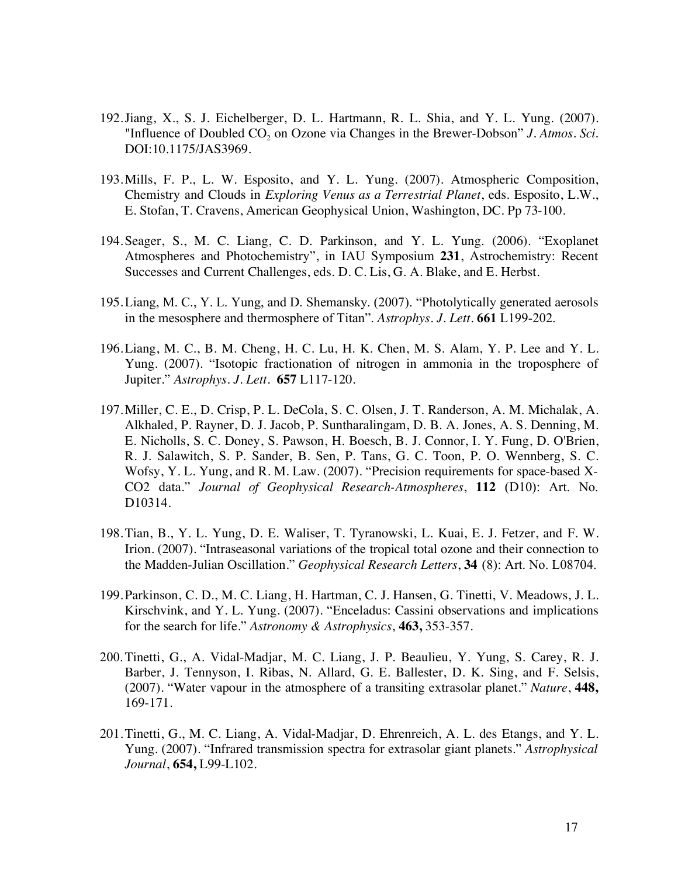192. Jiang, X., S. J. Eichelberger, D. L. Hartmann, R. L. Shia, and Y. L. Yung. (2007). "Influence of Doubled $CO_2$ on Ozone via Changes in the Brewer-Dobson" *J. Atmos. Sci.* DOI:10.1175/JAS3969.

193. Mills, F. P., L. W. Esposito, and Y. L. Yung. (2007). Atmospheric Composition, Chemistry and Clouds in *Exploring Venus as a Terrestrial Planet*, eds. Esposito, L.W., E. Stofan, T. Cravens, American Geophysical Union, Washington, DC. Pp 73-100.

194. Seager, S., M. C. Liang, C. D. Parkinson, and Y. L. Yung. (2006). "Exoplanet Atmospheres and Photochemistry", in IAU Symposium **231**, Astrochemistry: Recent Successes and Current Challenges, eds. D. C. Lis, G. A. Blake, and E. Herbst.

195. Liang, M. C., Y. L. Yung, and D. Shemansky. (2007). "Photolytically generated aerosols in the mesosphere and thermosphere of Titan". *Astrophys. J. Lett.* **661** L199-202.

196. Liang, M. C., B. M. Cheng, H. C. Lu, H. K. Chen, M. S. Alam, Y. P. Lee and Y. L. Yung. (2007). "Isotopic fractionation of nitrogen in ammonia in the troposphere of Jupiter." *Astrophys. J. Lett.* **657** L117-120.

197. Miller, C. E., D. Crisp, P. L. DeCola, S. C. Olsen, J. T. Randerson, A. M. Michalak, A. Alkhaled, P. Rayner, D. J. Jacob, P. Suntharalingam, D. B. A. Jones, A. S. Denning, M. E. Nicholls, S. C. Doney, S. Pawson, H. Boesch, B. J. Connor, I. Y. Fung, D. O'Brien, R. J. Salawitch, S. P. Sander, B. Sen, P. Tans, G. C. Toon, P. O. Wennberg, S. C. Wofsy, Y. L. Yung, and R. M. Law. (2007). "Precision requirements for space-based X-CO2 data." *Journal of Geophysical Research-Atmospheres*, **112** (D10): Art. No. D10314.

198. Tian, B., Y. L. Yung, D. E. Waliser, T. Tyranowski, L. Kuai, E. J. Fetzer, and F. W. Irion. (2007). "Intraseasonal variations of the tropical total ozone and their connection to the Madden-Julian Oscillation." *Geophysical Research Letters*, **34** (8): Art. No. L08704.

199. Parkinson, C. D., M. C. Liang, H. Hartman, C. J. Hansen, G. Tinetti, V. Meadows, J. L. Kirschvink, and Y. L. Yung. (2007). "Enceladus: Cassini observations and implications for the search for life." *Astronomy & Astrophysics*, **463,** 353-357.

200. Tinetti, G., A. Vidal-Madjar, M. C. Liang, J. P. Beaulieu, Y. Yung, S. Carey, R. J. Barber, J. Tennyson, I. Ribas, N. Allard, G. E. Ballester, D. K. Sing, and F. Selsis, (2007). "Water vapour in the atmosphere of a transiting extrasolar planet." *Nature*, **448,** 169-171.

201. Tinetti, G., M. C. Liang, A. Vidal-Madjar, D. Ehrenreich, A. L. des Etangs, and Y. L. Yung. (2007). "Infrared transmission spectra for extrasolar giant planets." *Astrophysical Journal*, **654,** L99-L102.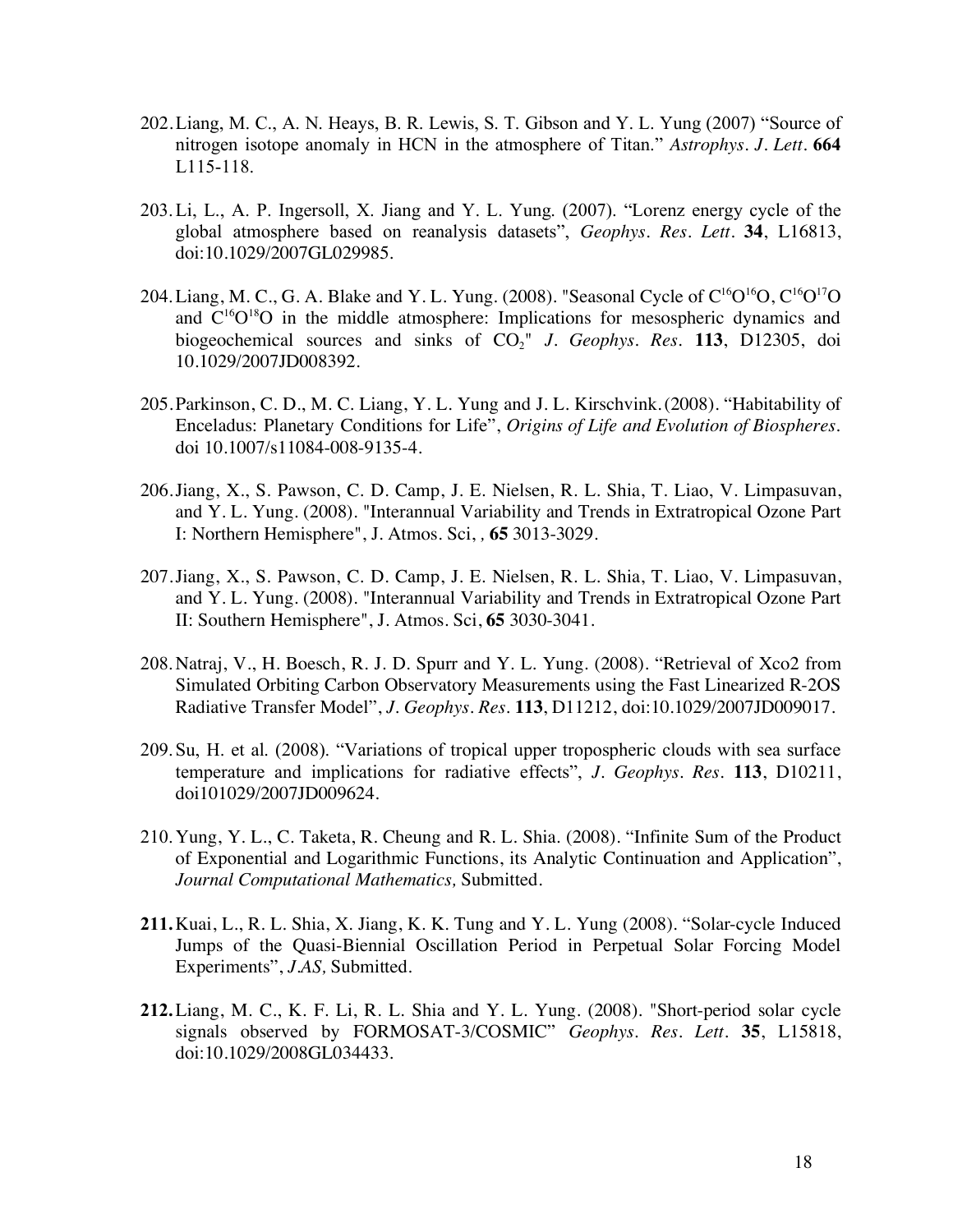202. Liang, M. C., A. N. Heays, B. R. Lewis, S. T. Gibson and Y. L. Yung (2007) "Source of nitrogen isotope anomaly in HCN in the atmosphere of Titan." *Astrophys. J. Lett.* **664** L115-118.

203. Li, L., A. P. Ingersoll, X. Jiang and Y. L. Yung. (2007). "Lorenz energy cycle of the global atmosphere based on reanalysis datasets", *Geophys. Res. Lett.* **34**, L16813, doi:10.1029/2007GL029985.

204. Liang, M. C., G. A. Blake and Y. L. Yung. (2008). "Seasonal Cycle of $C^{16}O^{16}O$, $C^{16}O^{17}O$ and $C^{16}O^{18}O$ in the middle atmosphere: Implications for mesospheric dynamics and biogeochemical sources and sinks of $CO_2$" *J. Geophys. Res.* **113**, D12305, doi 10.1029/2007JD008392.

205. Parkinson, C. D., M. C. Liang, Y. L. Yung and J. L. Kirschvink. (2008). "Habitability of Enceladus: Planetary Conditions for Life", *Origins of Life and Evolution of Biospheres.* doi 10.1007/s11084-008-9135-4.

206. Jiang, X., S. Pawson, C. D. Camp, J. E. Nielsen, R. L. Shia, T. Liao, V. Limpasuvan, and Y. L. Yung. (2008). "Interannual Variability and Trends in Extratropical Ozone Part I: Northern Hemisphere", J. Atmos. Sci, , **65** 3013-3029.

207. Jiang, X., S. Pawson, C. D. Camp, J. E. Nielsen, R. L. Shia, T. Liao, V. Limpasuvan, and Y. L. Yung. (2008). "Interannual Variability and Trends in Extratropical Ozone Part II: Southern Hemisphere", J. Atmos. Sci, **65** 3030-3041.

208. Natraj, V., H. Boesch, R. J. D. Spurr and Y. L. Yung. (2008). "Retrieval of Xco2 from Simulated Orbiting Carbon Observatory Measurements using the Fast Linearized R-2OS Radiative Transfer Model", *J. Geophys. Res.* **113**, D11212, doi:10.1029/2007JD009017.

209. Su, H. et al. (2008). "Variations of tropical upper tropospheric clouds with sea surface temperature and implications for radiative effects", *J. Geophys. Res.* **113**, D10211, doi101029/2007JD009624.

210. Yung, Y. L., C. Taketa, R. Cheung and R. L. Shia. (2008). "Infinite Sum of the Product of Exponential and Logarithmic Functions, its Analytic Continuation and Application", *Journal Computational Mathematics,* Submitted.

**211.** Kuai, L., R. L. Shia, X. Jiang, K. K. Tung and Y. L. Yung (2008). "Solar-cycle Induced Jumps of the Quasi-Biennial Oscillation Period in Perpetual Solar Forcing Model Experiments", *JAS,* Submitted.

**212.** Liang, M. C., K. F. Li, R. L. Shia and Y. L. Yung. (2008). "Short-period solar cycle signals observed by FORMOSAT-3/COSMIC" *Geophys. Res. Lett.* **35**, L15818, doi:10.1029/2008GL034433.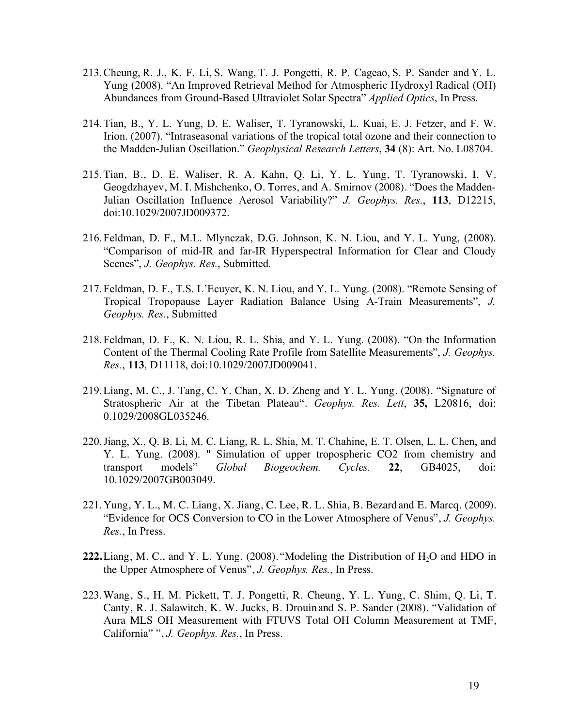213. Cheung, R. J., K. F. Li, S. Wang, T. J. Pongetti, R. P. Cageao, S. P. Sander and Y. L. Yung (2008). "An Improved Retrieval Method for Atmospheric Hydroxyl Radical (OH) Abundances from Ground-Based Ultraviolet Solar Spectra" *Applied Optics*, In Press.

214. Tian, B., Y. L. Yung, D. E. Waliser, T. Tyranowski, L. Kuai, E. J. Fetzer, and F. W. Irion. (2007). "Intraseasonal variations of the tropical total ozone and their connection to the Madden-Julian Oscillation." *Geophysical Research Letters*, **34** (8): Art. No. L08704.

215. Tian, B., D. E. Waliser, R. A. Kahn, Q. Li, Y. L. Yung, T. Tyranowski, I. V. Geogdzhayev, M. I. Mishchenko, O. Torres, and A. Smirnov (2008). "Does the Madden-Julian Oscillation Influence Aerosol Variability?" *J. Geophys. Res.*, **113**, D12215, doi:10.1029/2007JD009372.

216. Feldman, D. F., M.L. Mlynczak, D.G. Johnson, K. N. Liou, and Y. L. Yung, (2008). "Comparison of mid-IR and far-IR Hyperspectral Information for Clear and Cloudy Scenes", *J. Geophys. Res.*, Submitted.

217. Feldman, D. F., T.S. L'Ecuyer, K. N. Liou, and Y. L. Yung. (2008). "Remote Sensing of Tropical Tropopause Layer Radiation Balance Using A-Train Measurements", *J. Geophys. Res.*, Submitted

218. Feldman, D. F., K. N. Liou, R. L. Shia, and Y. L. Yung. (2008). "On the Information Content of the Thermal Cooling Rate Profile from Satellite Measurements", *J. Geophys. Res.*, **113**, D11118, doi:10.1029/2007JD009041.

219. Liang, M. C., J. Tang, C. Y. Chan, X. D. Zheng and Y. L. Yung. (2008). "Signature of Stratospheric Air at the Tibetan Plateau". *Geophys. Res. Lett*, **35,** L20816, doi: 0.1029/2008GL035246.

220. Jiang, X., Q. B. Li, M. C. Liang, R. L. Shia, M. T. Chahine, E. T. Olsen, L. L. Chen, and Y. L. Yung. (2008). " Simulation of upper tropospheric CO2 from chemistry and transport models" *Global Biogeochem. Cycles.* **22**, GB4025, doi: 10.1029/2007GB003049.

221. Yung, Y. L., M. C. Liang, X. Jiang, C. Lee, R. L. Shia, B. Bezard and E. Marcq. (2009). "Evidence for OCS Conversion to CO in the Lower Atmosphere of Venus", *J. Geophys. Res.*, In Press.

**222.** Liang, M. C., and Y. L. Yung. (2008). "Modeling the Distribution of $H_2O$ and HDO in the Upper Atmosphere of Venus", *J. Geophys. Res.*, In Press.

223. Wang, S., H. M. Pickett, T. J. Pongetti, R. Cheung, Y. L. Yung, C. Shim, Q. Li, T. Canty, R. J. Salawitch, K. W. Jucks, B. Drouin and S. P. Sander (2008). "Validation of Aura MLS OH Measurement with FTUVS Total OH Column Measurement at TMF, California" ", *J. Geophys. Res.*, In Press.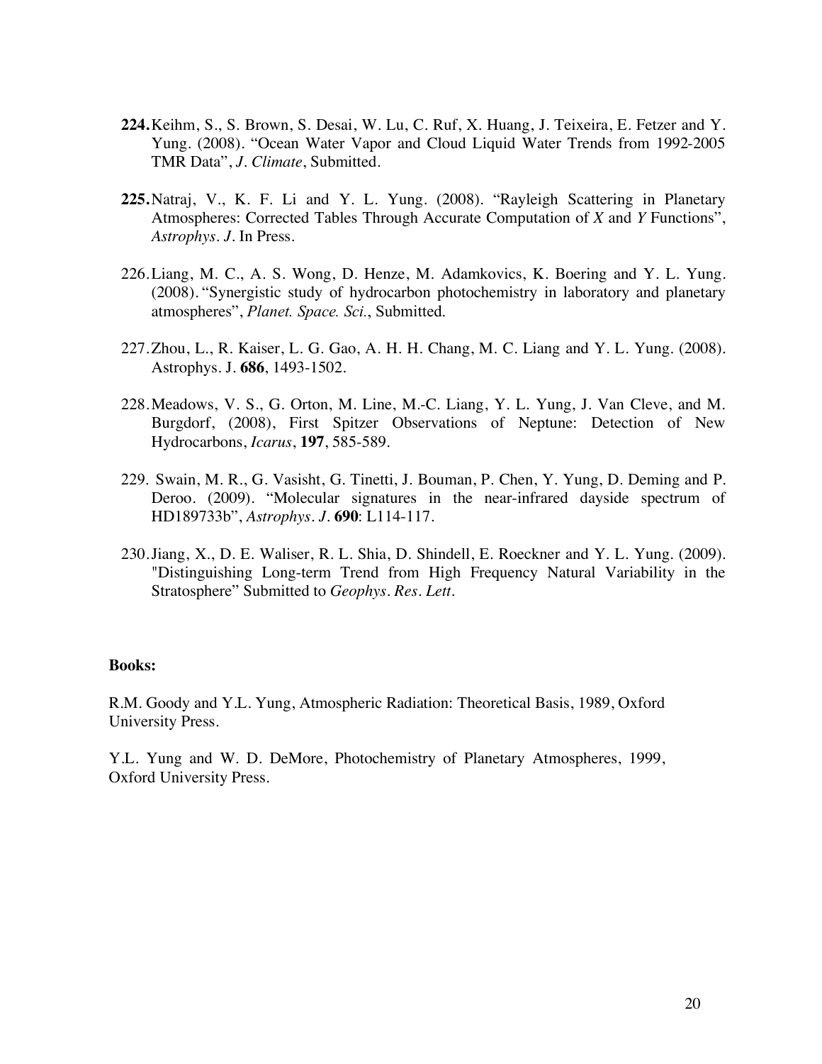**224.** Keihm, S., S. Brown, S. Desai, W. Lu, C. Ruf, X. Huang, J. Teixeira, E. Fetzer and Y. Yung. (2008). "Ocean Water Vapor and Cloud Liquid Water Trends from 1992-2005 TMR Data", *J. Climate*, Submitted.

**225.** Natraj, V., K. F. Li and Y. L. Yung. (2008). "Rayleigh Scattering in Planetary Atmospheres: Corrected Tables Through Accurate Computation of *X* and *Y* Functions", *Astrophys. J.* In Press.

226. Liang, M. C., A. S. Wong, D. Henze, M. Adamkovics, K. Boering and Y. L. Yung. (2008). "Synergistic study of hydrocarbon photochemistry in laboratory and planetary atmospheres", *Planet. Space. Sci.*, Submitted.

227. Zhou, L., R. Kaiser, L. G. Gao, A. H. H. Chang, M. C. Liang and Y. L. Yung. (2008). Astrophys. J. **686**, 1493-1502.

228. Meadows, V. S., G. Orton, M. Line, M.-C. Liang, Y. L. Yung, J. Van Cleve, and M. Burgdorf, (2008), First Spitzer Observations of Neptune: Detection of New Hydrocarbons, *Icarus*, **197**, 585-589.

229. Swain, M. R., G. Vasisht, G. Tinetti, J. Bouman, P. Chen, Y. Yung, D. Deming and P. Deroo. (2009). "Molecular signatures in the near-infrared dayside spectrum of HD189733b", *Astrophys. J.* **690**: L114-117.

230. Jiang, X., D. E. Waliser, R. L. Shia, D. Shindell, E. Roeckner and Y. L. Yung. (2009). "Distinguishing Long-term Trend from High Frequency Natural Variability in the Stratosphere" Submitted to *Geophys. Res. Lett.*

**Books:**

R.M. Goody and Y.L. Yung, Atmospheric Radiation: Theoretical Basis, 1989, Oxford University Press.

Y.L. Yung and W. D. DeMore, Photochemistry of Planetary Atmospheres, 1999, Oxford University Press.